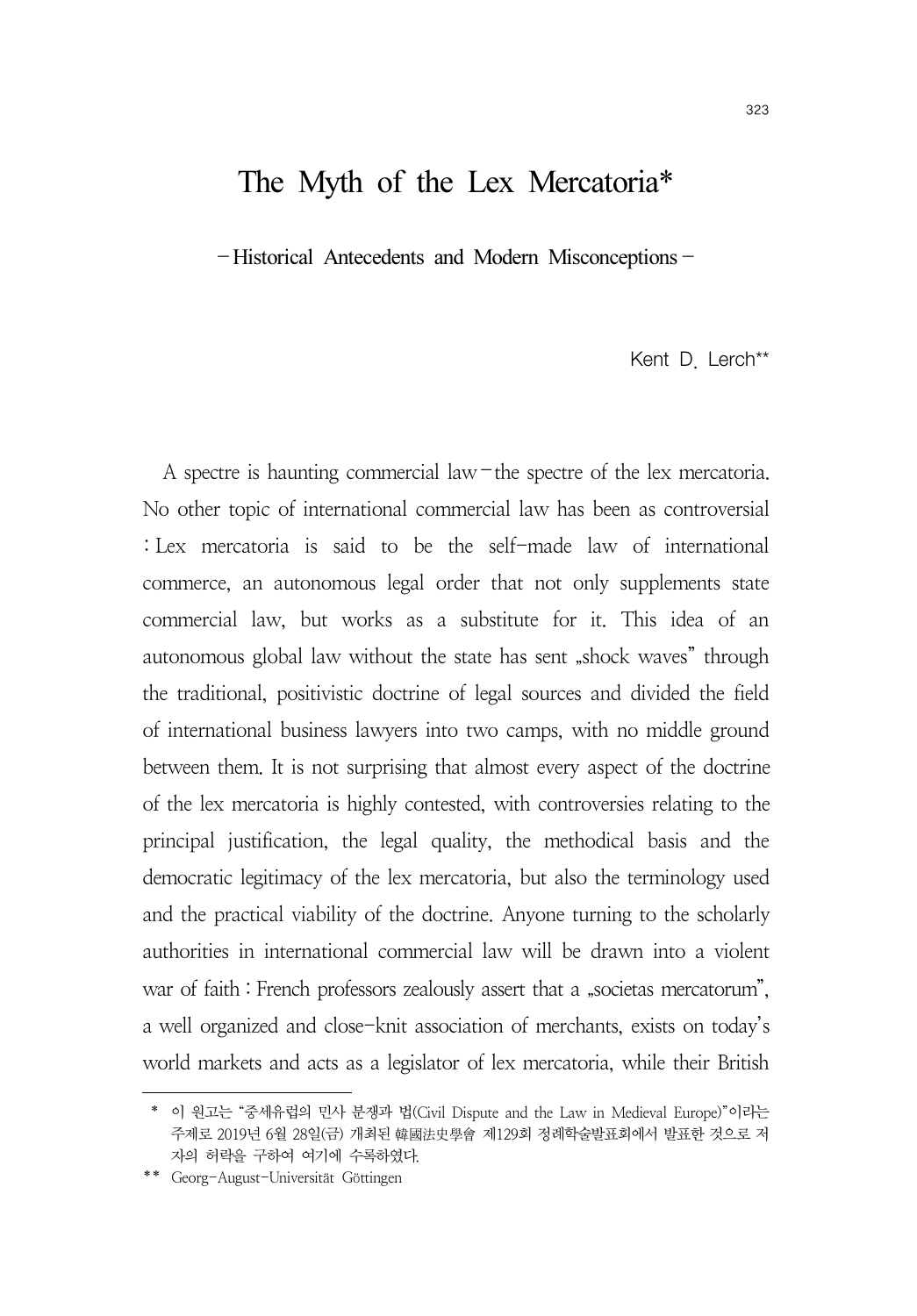# The Myth of the Lex Mercatoria*

## – Historical Antecedents and Modern Misconceptions –

Kent D. Lerch**

A spectre is haunting commercial law – the spectre of the lex mercatoria. No other topic of international commercial law has been as controversial : Lex mercatoria is said to be the self-made law of international commerce, an autonomous legal order that not only supplements state commercial law, but works as a substitute for it. This idea of an autonomous global law without the state has sent „shock waves" through the traditional, positivistic doctrine of legal sources and divided the field of international business lawyers into two camps, with no middle ground between them. It is not surprising that almost every aspect of the doctrine of the lex mercatoria is highly contested, with controversies relating to the principal justification, the legal quality, the methodical basis and the democratic legitimacy of the lex mercatoria, but also the terminology used and the practical viability of the doctrine. Anyone turning to the scholarly authorities in international commercial law will be drawn into a violent war of faith : French professors zealously assert that a „societas mercatorum", a well organized and close-knit association of merchants, exists on today's world markets and acts as a legislator of lex mercatoria, while their British

---

\* 이 원고는 "중세유럽의 민사 분쟁과 법(Civil Dispute and the Law in Medieval Europe)"이라는 주제로 2019년 6월 28일(금) 개최된 韓國法史學會 제129회 정례학술발표회에서 발표한 것으로 저자의 허락을 구하여 여기에 수록하였다.

\*\* Georg-August-Universität Göttingen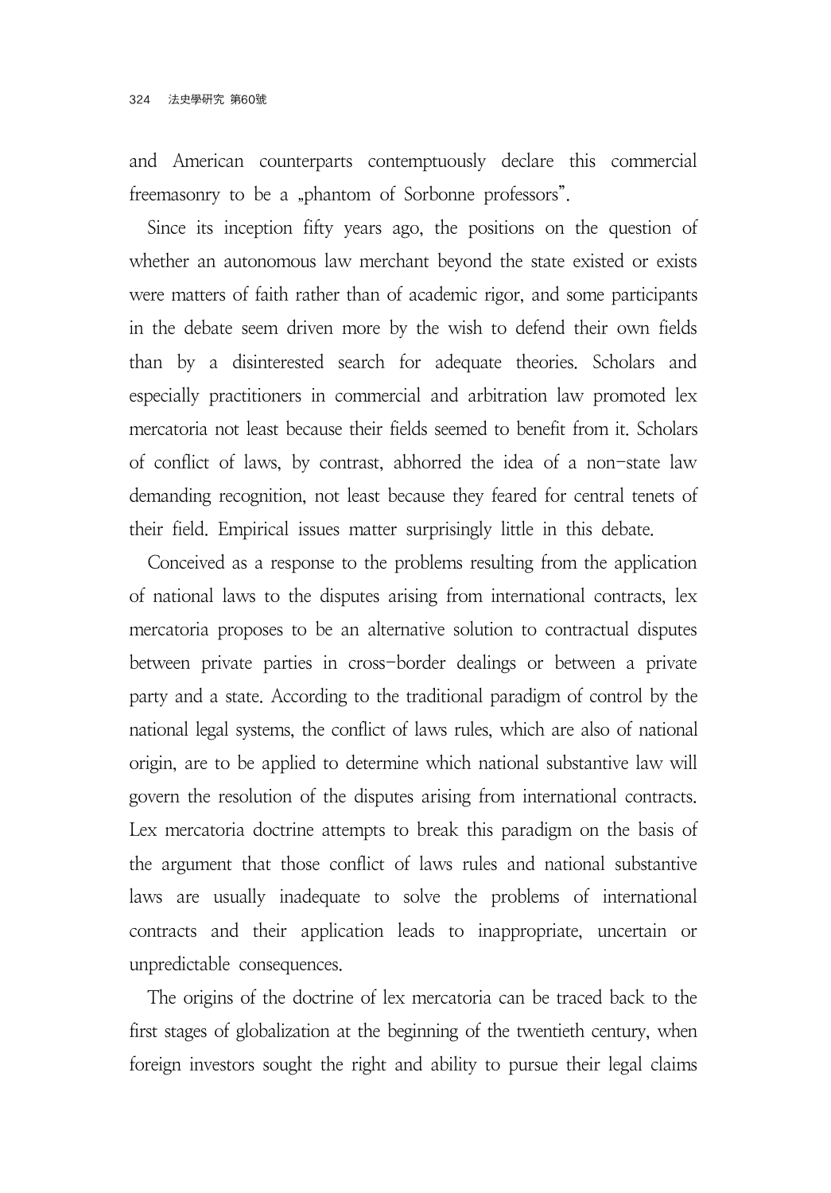and American counterparts contemptuously declare this commercial freemasonry to be a „phantom of Sorbonne professors".

Since its inception fifty years ago, the positions on the question of whether an autonomous law merchant beyond the state existed or exists were matters of faith rather than of academic rigor, and some participants in the debate seem driven more by the wish to defend their own fields than by a disinterested search for adequate theories. Scholars and especially practitioners in commercial and arbitration law promoted lex mercatoria not least because their fields seemed to benefit from it. Scholars of conflict of laws, by contrast, abhorred the idea of a non-state law demanding recognition, not least because they feared for central tenets of their field. Empirical issues matter surprisingly little in this debate.

Conceived as a response to the problems resulting from the application of national laws to the disputes arising from international contracts, lex mercatoria proposes to be an alternative solution to contractual disputes between private parties in cross-border dealings or between a private party and a state. According to the traditional paradigm of control by the national legal systems, the conflict of laws rules, which are also of national origin, are to be applied to determine which national substantive law will govern the resolution of the disputes arising from international contracts. Lex mercatoria doctrine attempts to break this paradigm on the basis of the argument that those conflict of laws rules and national substantive laws are usually inadequate to solve the problems of international contracts and their application leads to inappropriate, uncertain or unpredictable consequences.

The origins of the doctrine of lex mercatoria can be traced back to the first stages of globalization at the beginning of the twentieth century, when foreign investors sought the right and ability to pursue their legal claims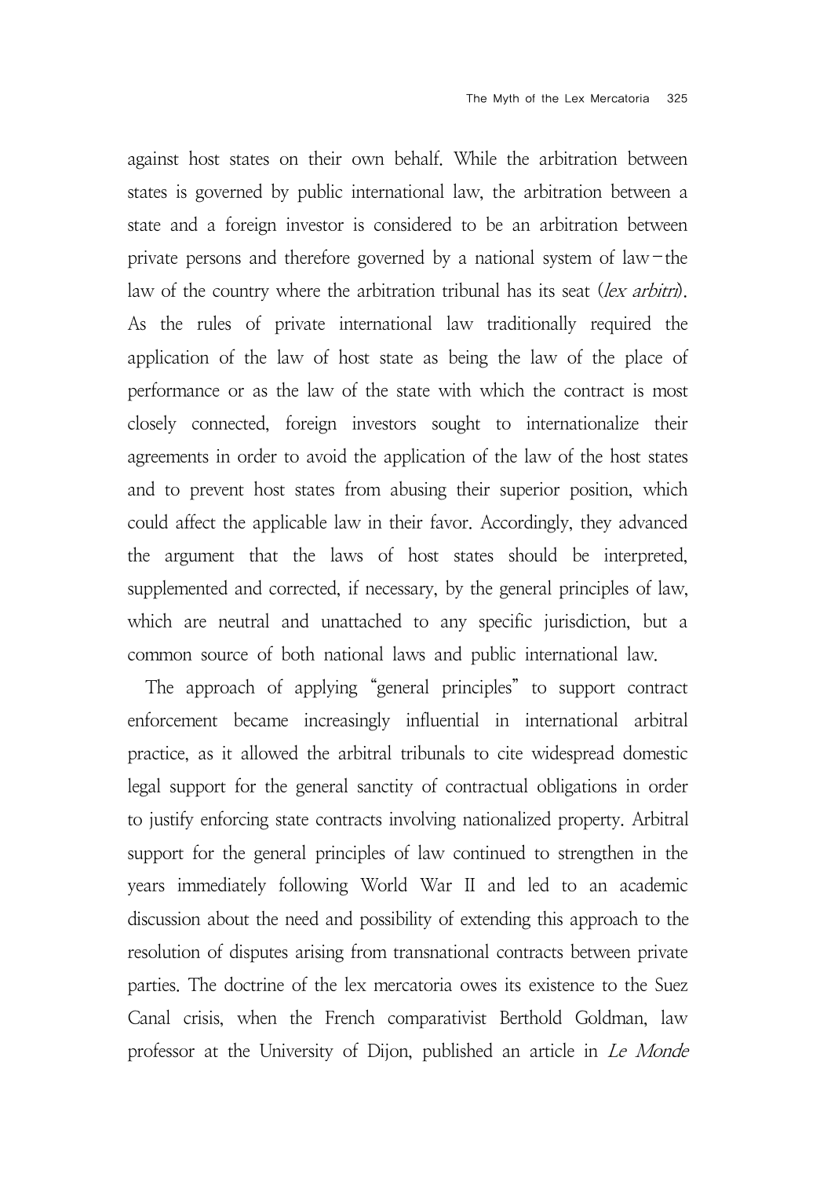against host states on their own behalf. While the arbitration between states is governed by public international law, the arbitration between a state and a foreign investor is considered to be an arbitration between private persons and therefore governed by a national system of law–the law of the country where the arbitration tribunal has its seat (*lex arbitri*). As the rules of private international law traditionally required the application of the law of host state as being the law of the place of performance or as the law of the state with which the contract is most closely connected, foreign investors sought to internationalize their agreements in order to avoid the application of the law of the host states and to prevent host states from abusing their superior position, which could affect the applicable law in their favor. Accordingly, they advanced the argument that the laws of host states should be interpreted, supplemented and corrected, if necessary, by the general principles of law, which are neutral and unattached to any specific jurisdiction, but a common source of both national laws and public international law.

The approach of applying "general principles" to support contract enforcement became increasingly influential in international arbitral practice, as it allowed the arbitral tribunals to cite widespread domestic legal support for the general sanctity of contractual obligations in order to justify enforcing state contracts involving nationalized property. Arbitral support for the general principles of law continued to strengthen in the years immediately following World War II and led to an academic discussion about the need and possibility of extending this approach to the resolution of disputes arising from transnational contracts between private parties. The doctrine of the lex mercatoria owes its existence to the Suez Canal crisis, when the French comparativist Berthold Goldman, law professor at the University of Dijon, published an article in *Le Monde*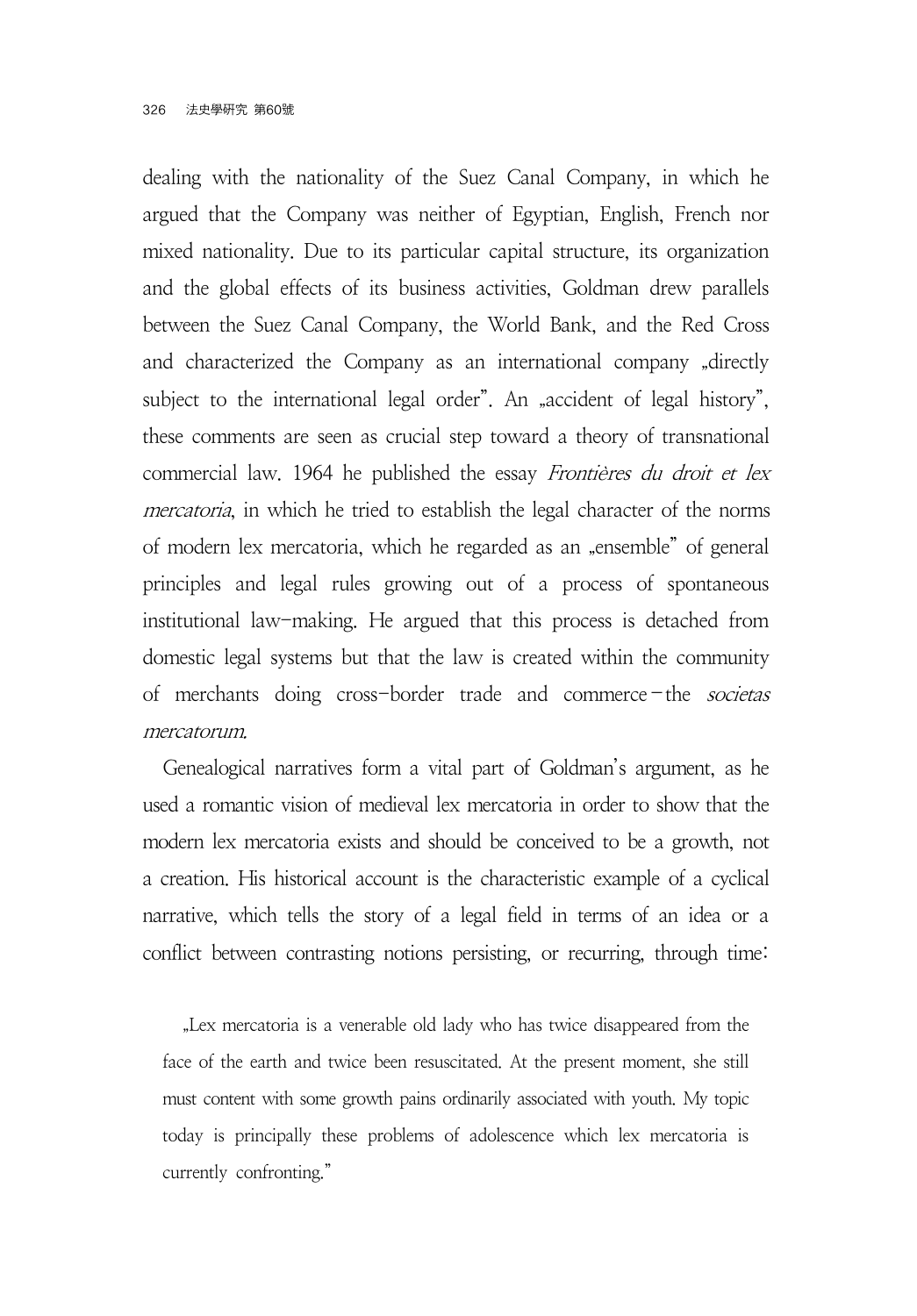dealing with the nationality of the Suez Canal Company, in which he argued that the Company was neither of Egyptian, English, French nor mixed nationality. Due to its particular capital structure, its organization and the global effects of its business activities, Goldman drew parallels between the Suez Canal Company, the World Bank, and the Red Cross and characterized the Company as an international company „directly subject to the international legal order". An „accident of legal history", these comments are seen as crucial step toward a theory of transnational commercial law. 1964 he published the essay *Frontières du droit et lex mercatoria*, in which he tried to establish the legal character of the norms of modern lex mercatoria, which he regarded as an „ensemble" of general principles and legal rules growing out of a process of spontaneous institutional law-making. He argued that this process is detached from domestic legal systems but that the law is created within the community of merchants doing cross-border trade and commerce – the *societas mercatorum*.

Genealogical narratives form a vital part of Goldman's argument, as he used a romantic vision of medieval lex mercatoria in order to show that the modern lex mercatoria exists and should be conceived to be a growth, not a creation. His historical account is the characteristic example of a cyclical narrative, which tells the story of a legal field in terms of an idea or a conflict between contrasting notions persisting, or recurring, through time:

> „Lex mercatoria is a venerable old lady who has twice disappeared from the face of the earth and twice been resuscitated. At the present moment, she still must content with some growth pains ordinarily associated with youth. My topic today is principally these problems of adolescence which lex mercatoria is currently confronting."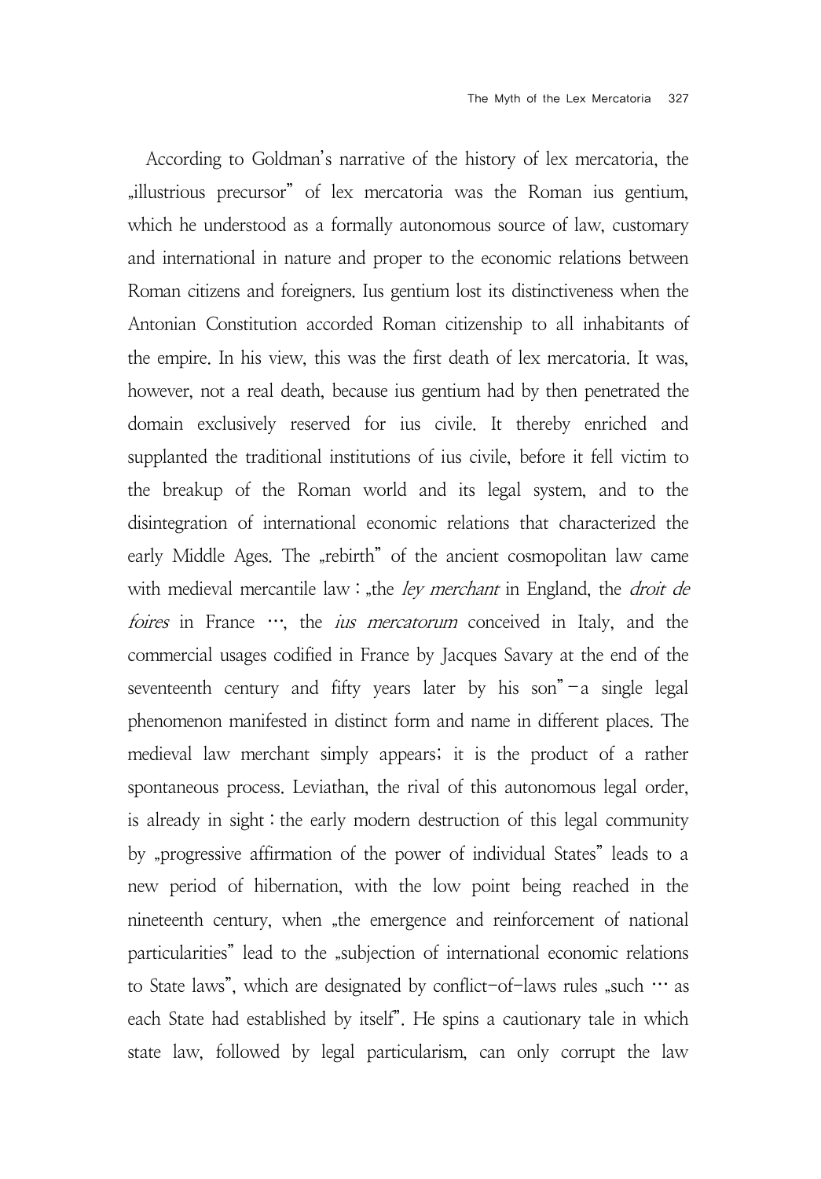According to Goldman's narrative of the history of lex mercatoria, the „illustrious precursor" of lex mercatoria was the Roman ius gentium, which he understood as a formally autonomous source of law, customary and international in nature and proper to the economic relations between Roman citizens and foreigners. Ius gentium lost its distinctiveness when the Antonian Constitution accorded Roman citizenship to all inhabitants of the empire. In his view, this was the first death of lex mercatoria. It was, however, not a real death, because ius gentium had by then penetrated the domain exclusively reserved for ius civile. It thereby enriched and supplanted the traditional institutions of ius civile, before it fell victim to the breakup of the Roman world and its legal system, and to the disintegration of international economic relations that characterized the early Middle Ages. The „rebirth" of the ancient cosmopolitan law came with medieval mercantile law : „the *ley merchant* in England, the *droit de foires* in France …, the *ius mercatorum* conceived in Italy, and the commercial usages codified in France by Jacques Savary at the end of the seventeenth century and fifty years later by his son"–a single legal phenomenon manifested in distinct form and name in different places. The medieval law merchant simply appears; it is the product of a rather spontaneous process. Leviathan, the rival of this autonomous legal order, is already in sight : the early modern destruction of this legal community by „progressive affirmation of the power of individual States" leads to a new period of hibernation, with the low point being reached in the nineteenth century, when „the emergence and reinforcement of national particularities" lead to the „subjection of international economic relations to State laws", which are designated by conflict-of-laws rules „such … as each State had established by itself". He spins a cautionary tale in which state law, followed by legal particularism, can only corrupt the law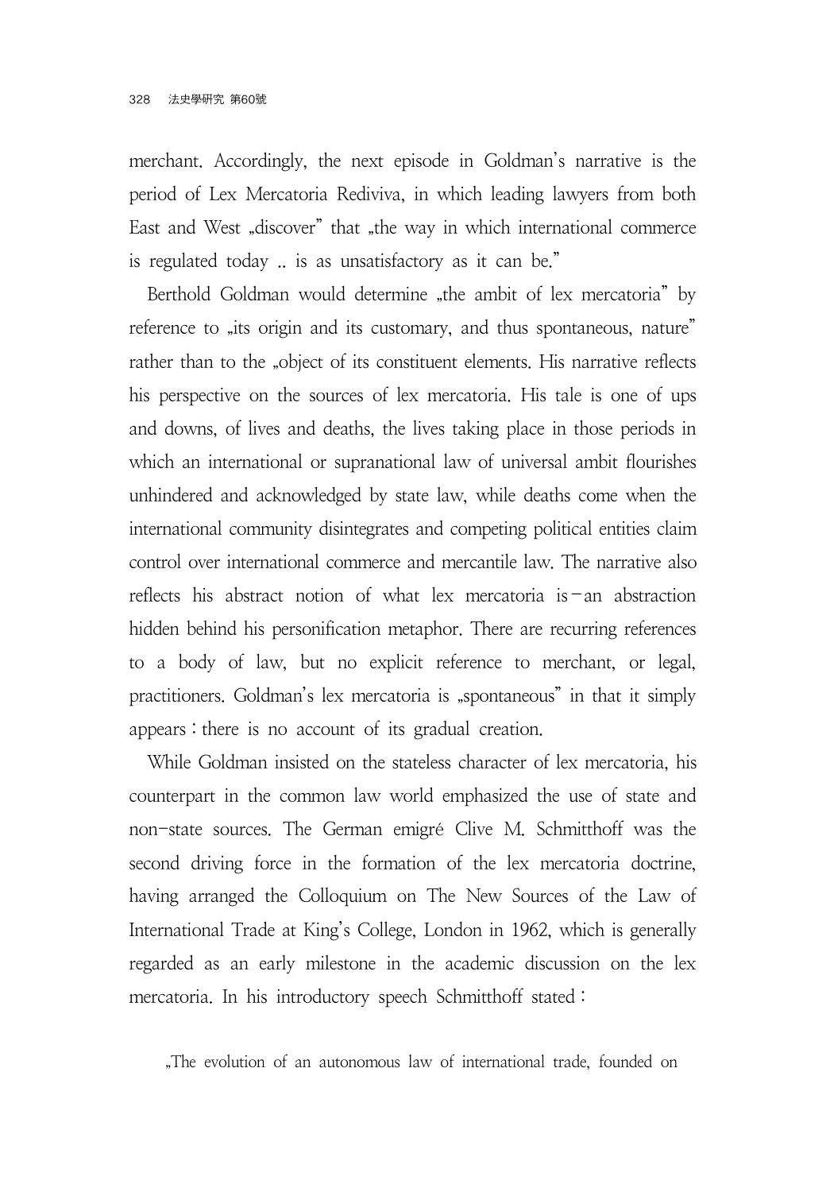merchant. Accordingly, the next episode in Goldman's narrative is the period of Lex Mercatoria Rediviva, in which leading lawyers from both East and West „discover" that „the way in which international commerce is regulated today .. is as unsatisfactory as it can be."

Berthold Goldman would determine „the ambit of lex mercatoria" by reference to „its origin and its customary, and thus spontaneous, nature" rather than to the „object of its constituent elements. His narrative reflects his perspective on the sources of lex mercatoria. His tale is one of ups and downs, of lives and deaths, the lives taking place in those periods in which an international or supranational law of universal ambit flourishes unhindered and acknowledged by state law, while deaths come when the international community disintegrates and competing political entities claim control over international commerce and mercantile law. The narrative also reflects his abstract notion of what lex mercatoria is－an abstraction hidden behind his personification metaphor. There are recurring references to a body of law, but no explicit reference to merchant, or legal, practitioners. Goldman's lex mercatoria is „spontaneous" in that it simply appears : there is no account of its gradual creation.

While Goldman insisted on the stateless character of lex mercatoria, his counterpart in the common law world emphasized the use of state and non-state sources. The German emigré Clive M. Schmitthoff was the second driving force in the formation of the lex mercatoria doctrine, having arranged the Colloquium on The New Sources of the Law of International Trade at King's College, London in 1962, which is generally regarded as an early milestone in the academic discussion on the lex mercatoria. In his introductory speech Schmitthoff stated :

„The evolution of an autonomous law of international trade, founded on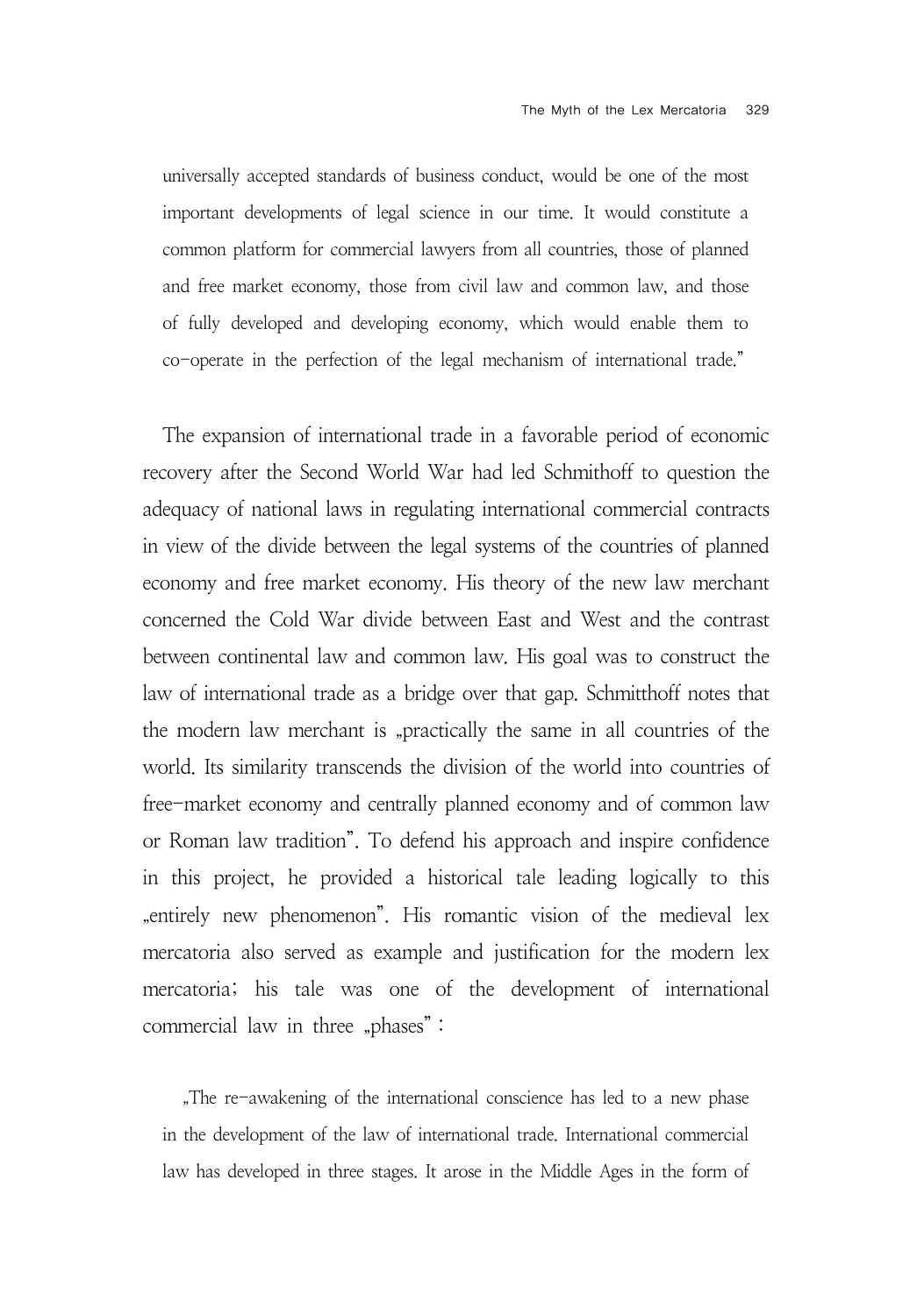universally accepted standards of business conduct, would be one of the most important developments of legal science in our time. It would constitute a common platform for commercial lawyers from all countries, those of planned and free market economy, those from civil law and common law, and those of fully developed and developing economy, which would enable them to co-operate in the perfection of the legal mechanism of international trade."

The expansion of international trade in a favorable period of economic recovery after the Second World War had led Schmithoff to question the adequacy of national laws in regulating international commercial contracts in view of the divide between the legal systems of the countries of planned economy and free market economy. His theory of the new law merchant concerned the Cold War divide between East and West and the contrast between continental law and common law. His goal was to construct the law of international trade as a bridge over that gap. Schmitthoff notes that the modern law merchant is „practically the same in all countries of the world. Its similarity transcends the division of the world into countries of free-market economy and centrally planned economy and of common law or Roman law tradition". To defend his approach and inspire confidence in this project, he provided a historical tale leading logically to this „entirely new phenomenon". His romantic vision of the medieval lex mercatoria also served as example and justification for the modern lex mercatoria; his tale was one of the development of international commercial law in three „phases":

> „The re-awakening of the international conscience has led to a new phase in the development of the law of international trade. International commercial law has developed in three stages. It arose in the Middle Ages in the form of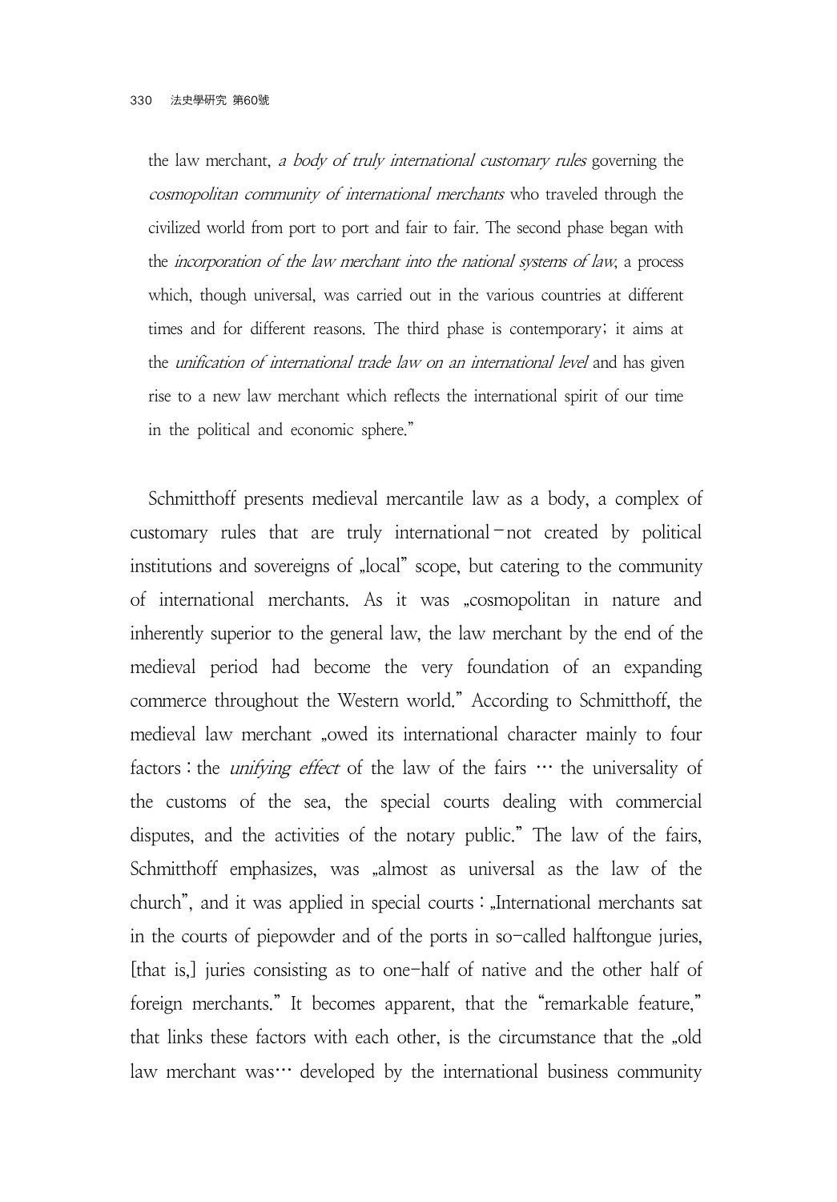the law merchant, *a body of truly international customary rules* governing the *cosmopolitan community of international merchants* who traveled through the civilized world from port to port and fair to fair. The second phase began with the *incorporation of the law merchant into the national systems of law*, a process which, though universal, was carried out in the various countries at different times and for different reasons. The third phase is contemporary; it aims at the *unification of international trade law on an international level* and has given rise to a new law merchant which reflects the international spirit of our time in the political and economic sphere."

Schmitthoff presents medieval mercantile law as a body, a complex of customary rules that are truly international—not created by political institutions and sovereigns of „local" scope, but catering to the community of international merchants. As it was „cosmopolitan in nature and inherently superior to the general law, the law merchant by the end of the medieval period had become the very foundation of an expanding commerce throughout the Western world." According to Schmitthoff, the medieval law merchant „owed its international character mainly to four factors : the *unifying effect* of the law of the fairs … the universality of the customs of the sea, the special courts dealing with commercial disputes, and the activities of the notary public." The law of the fairs, Schmitthoff emphasizes, was „almost as universal as the law of the church", and it was applied in special courts : „International merchants sat in the courts of piepowder and of the ports in so-called halftongue juries, [that is,] juries consisting as to one-half of native and the other half of foreign merchants." It becomes apparent, that the "remarkable feature," that links these factors with each other, is the circumstance that the „old law merchant was… developed by the international business community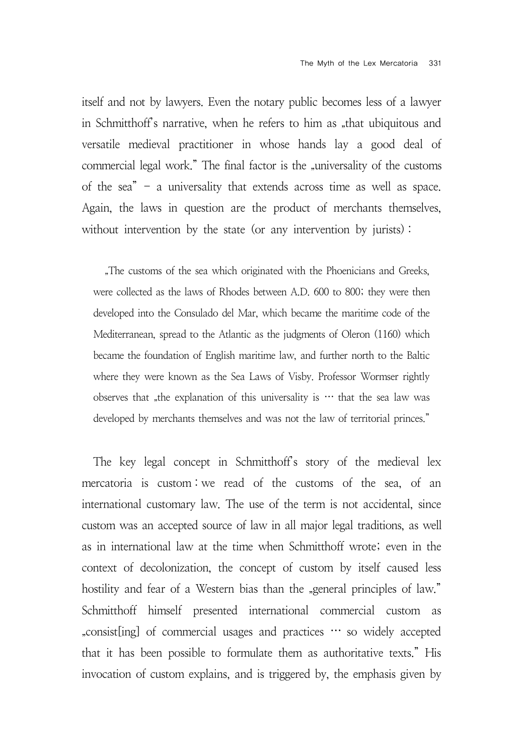itself and not by lawyers. Even the notary public becomes less of a lawyer in Schmitthoff's narrative, when he refers to him as „that ubiquitous and versatile medieval practitioner in whose hands lay a good deal of commercial legal work." The final factor is the „universality of the customs of the sea" – a universality that extends across time as well as space. Again, the laws in question are the product of merchants themselves, without intervention by the state (or any intervention by jurists):

> „The customs of the sea which originated with the Phoenicians and Greeks, were collected as the laws of Rhodes between A.D. 600 to 800; they were then developed into the Consulado del Mar, which became the maritime code of the Mediterranean, spread to the Atlantic as the judgments of Oleron (1160) which became the foundation of English maritime law, and further north to the Baltic where they were known as the Sea Laws of Visby. Professor Wormser rightly observes that „the explanation of this universality is … that the sea law was developed by merchants themselves and was not the law of territorial princes."

The key legal concept in Schmitthoff's story of the medieval lex mercatoria is custom: we read of the customs of the sea, of an international customary law. The use of the term is not accidental, since custom was an accepted source of law in all major legal traditions, as well as in international law at the time when Schmitthoff wrote; even in the context of decolonization, the concept of custom by itself caused less hostility and fear of a Western bias than the „general principles of law." Schmitthoff himself presented international commercial custom as „consist[ing] of commercial usages and practices … so widely accepted that it has been possible to formulate them as authoritative texts." His invocation of custom explains, and is triggered by, the emphasis given by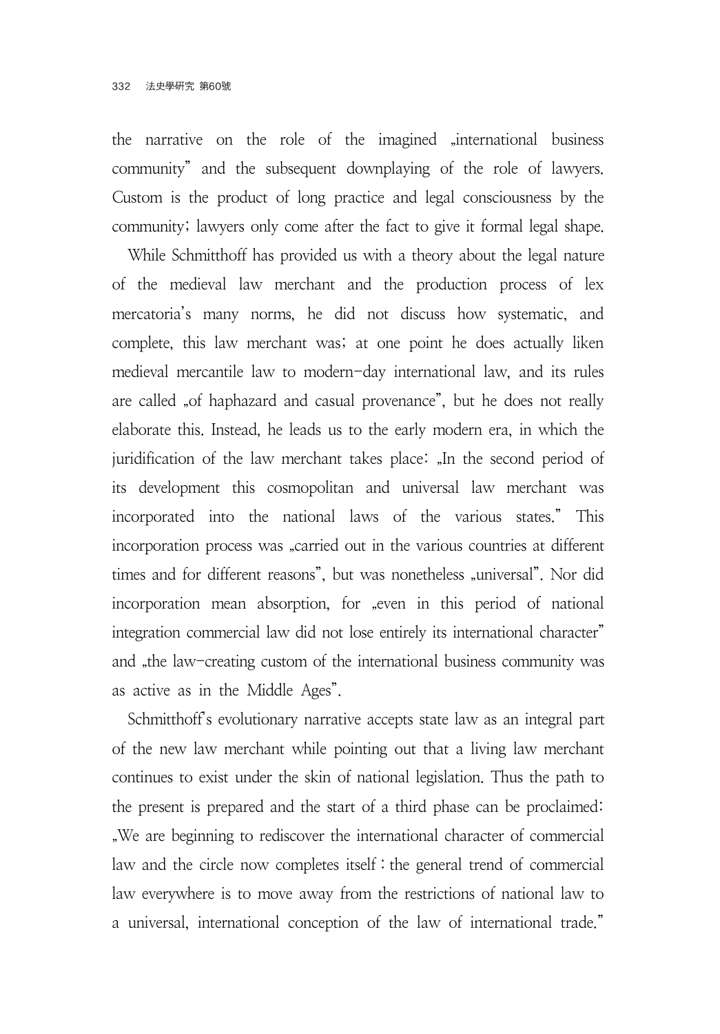the narrative on the role of the imagined „international business community" and the subsequent downplaying of the role of lawyers. Custom is the product of long practice and legal consciousness by the community; lawyers only come after the fact to give it formal legal shape.

While Schmitthoff has provided us with a theory about the legal nature of the medieval law merchant and the production process of lex mercatoria's many norms, he did not discuss how systematic, and complete, this law merchant was; at one point he does actually liken medieval mercantile law to modern-day international law, and its rules are called „of haphazard and casual provenance", but he does not really elaborate this. Instead, he leads us to the early modern era, in which the juridification of the law merchant takes place: „In the second period of its development this cosmopolitan and universal law merchant was incorporated into the national laws of the various states." This incorporation process was „carried out in the various countries at different times and for different reasons", but was nonetheless „universal". Nor did incorporation mean absorption, for „even in this period of national integration commercial law did not lose entirely its international character" and „the law-creating custom of the international business community was as active as in the Middle Ages".

Schmitthoff's evolutionary narrative accepts state law as an integral part of the new law merchant while pointing out that a living law merchant continues to exist under the skin of national legislation. Thus the path to the present is prepared and the start of a third phase can be proclaimed: „We are beginning to rediscover the international character of commercial law and the circle now completes itself : the general trend of commercial law everywhere is to move away from the restrictions of national law to a universal, international conception of the law of international trade."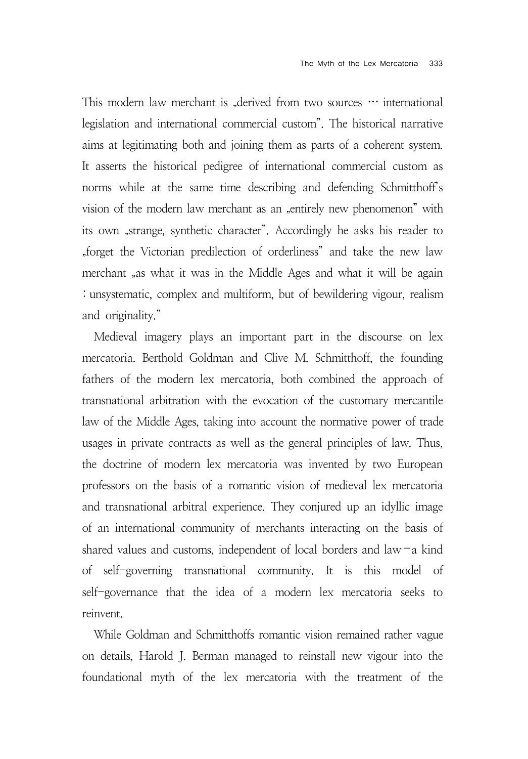This modern law merchant is „derived from two sources … international legislation and international commercial custom". The historical narrative aims at legitimating both and joining them as parts of a coherent system. It asserts the historical pedigree of international commercial custom as norms while at the same time describing and defending Schmitthoff's vision of the modern law merchant as an „entirely new phenomenon" with its own „strange, synthetic character". Accordingly he asks his reader to „forget the Victorian predilection of orderliness" and take the new law merchant „as what it was in the Middle Ages and what it will be again : unsystematic, complex and multiform, but of bewildering vigour, realism and originality."

Medieval imagery plays an important part in the discourse on lex mercatoria. Berthold Goldman and Clive M. Schmitthoff, the founding fathers of the modern lex mercatoria, both combined the approach of transnational arbitration with the evocation of the customary mercantile law of the Middle Ages, taking into account the normative power of trade usages in private contracts as well as the general principles of law. Thus, the doctrine of modern lex mercatoria was invented by two European professors on the basis of a romantic vision of medieval lex mercatoria and transnational arbitral experience. They conjured up an idyllic image of an international community of merchants interacting on the basis of shared values and customs, independent of local borders and law－a kind of self-governing transnational community. It is this model of self-governance that the idea of a modern lex mercatoria seeks to reinvent.

While Goldman and Schmitthoffs romantic vision remained rather vague on details, Harold J. Berman managed to reinstall new vigour into the foundational myth of the lex mercatoria with the treatment of the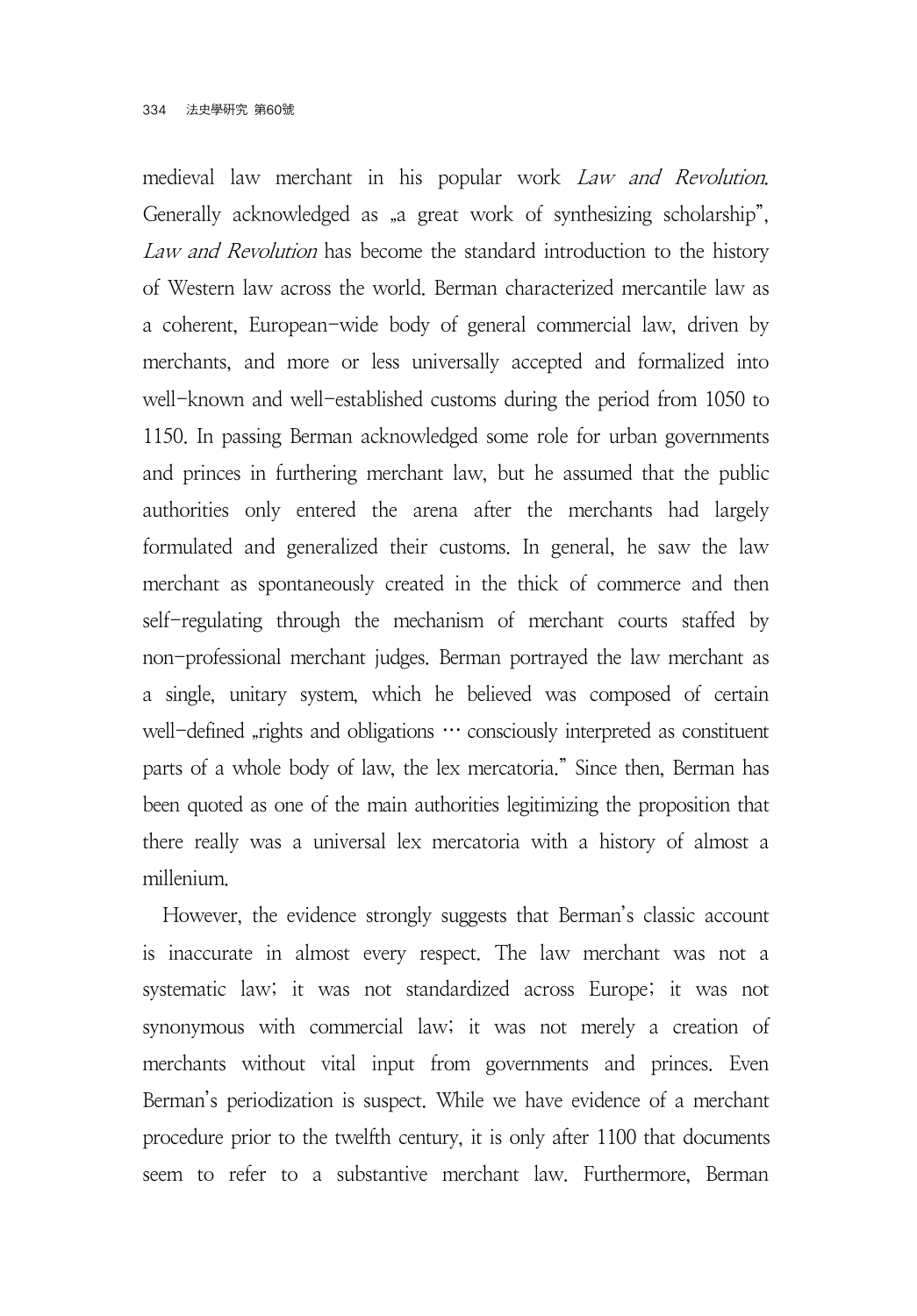medieval law merchant in his popular work *Law and Revolution*. Generally acknowledged as „a great work of synthesizing scholarship", *Law and Revolution* has become the standard introduction to the history of Western law across the world. Berman characterized mercantile law as a coherent, European-wide body of general commercial law, driven by merchants, and more or less universally accepted and formalized into well-known and well-established customs during the period from 1050 to 1150. In passing Berman acknowledged some role for urban governments and princes in furthering merchant law, but he assumed that the public authorities only entered the arena after the merchants had largely formulated and generalized their customs. In general, he saw the law merchant as spontaneously created in the thick of commerce and then self-regulating through the mechanism of merchant courts staffed by non-professional merchant judges. Berman portrayed the law merchant as a single, unitary system, which he believed was composed of certain well-defined „rights and obligations … consciously interpreted as constituent parts of a whole body of law, the lex mercatoria." Since then, Berman has been quoted as one of the main authorities legitimizing the proposition that there really was a universal lex mercatoria with a history of almost a millenium.

However, the evidence strongly suggests that Berman's classic account is inaccurate in almost every respect. The law merchant was not a systematic law; it was not standardized across Europe; it was not synonymous with commercial law; it was not merely a creation of merchants without vital input from governments and princes. Even Berman's periodization is suspect. While we have evidence of a merchant procedure prior to the twelfth century, it is only after 1100 that documents seem to refer to a substantive merchant law. Furthermore, Berman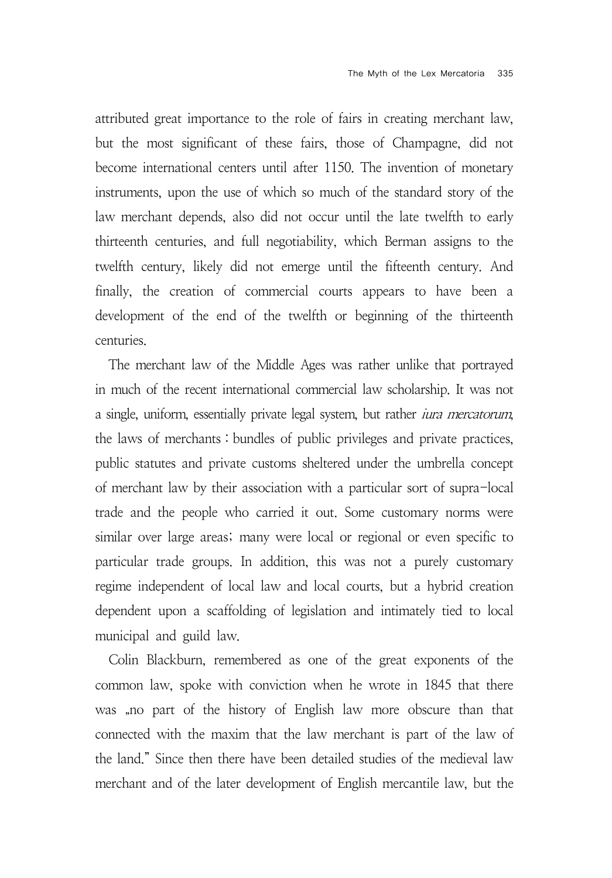attributed great importance to the role of fairs in creating merchant law, but the most significant of these fairs, those of Champagne, did not become international centers until after 1150. The invention of monetary instruments, upon the use of which so much of the standard story of the law merchant depends, also did not occur until the late twelfth to early thirteenth centuries, and full negotiability, which Berman assigns to the twelfth century, likely did not emerge until the fifteenth century. And finally, the creation of commercial courts appears to have been a development of the end of the twelfth or beginning of the thirteenth centuries.

The merchant law of the Middle Ages was rather unlike that portrayed in much of the recent international commercial law scholarship. It was not a single, uniform, essentially private legal system, but rather *iura mercatorum*, the laws of merchants : bundles of public privileges and private practices, public statutes and private customs sheltered under the umbrella concept of merchant law by their association with a particular sort of supra-local trade and the people who carried it out. Some customary norms were similar over large areas; many were local or regional or even specific to particular trade groups. In addition, this was not a purely customary regime independent of local law and local courts, but a hybrid creation dependent upon a scaffolding of legislation and intimately tied to local municipal and guild law.

Colin Blackburn, remembered as one of the great exponents of the common law, spoke with conviction when he wrote in 1845 that there was „no part of the history of English law more obscure than that connected with the maxim that the law merchant is part of the law of the land." Since then there have been detailed studies of the medieval law merchant and of the later development of English mercantile law, but the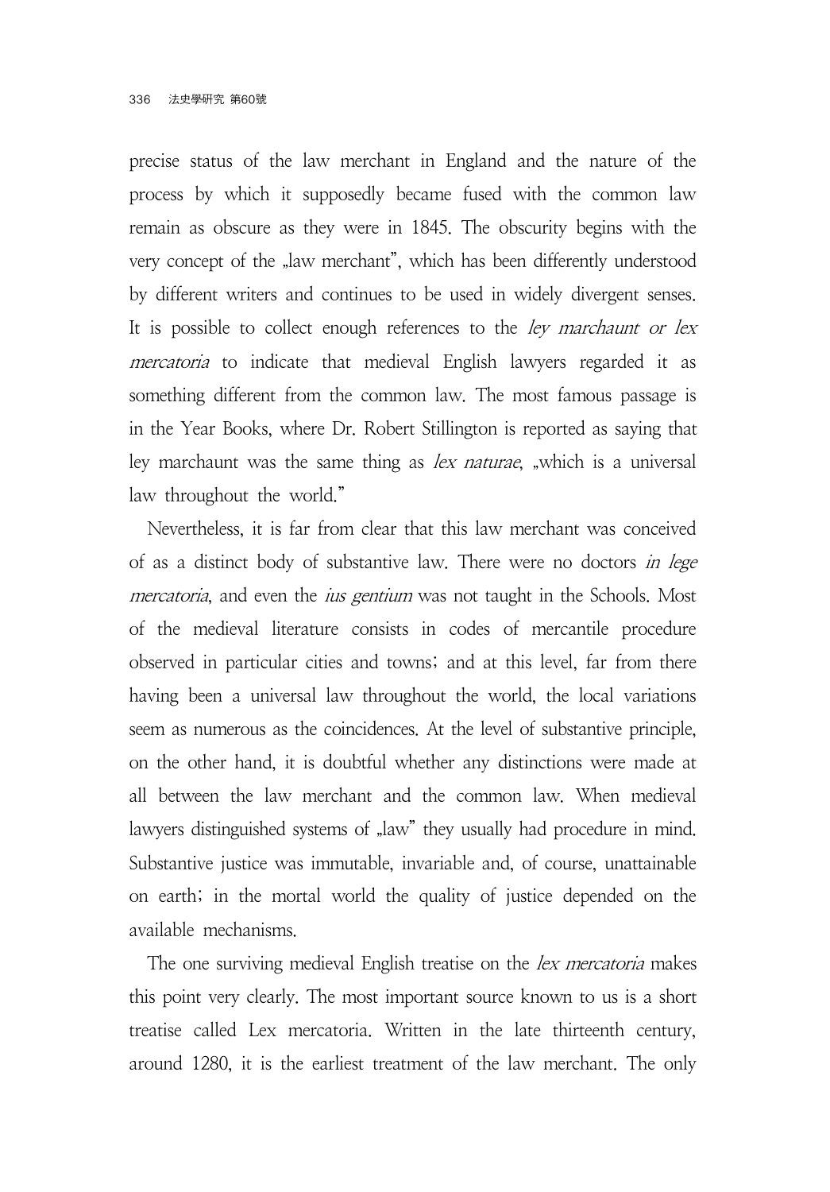precise status of the law merchant in England and the nature of the process by which it supposedly became fused with the common law remain as obscure as they were in 1845. The obscurity begins with the very concept of the „law merchant", which has been differently understood by different writers and continues to be used in widely divergent senses. It is possible to collect enough references to the *ley marchaunt or lex mercatoria* to indicate that medieval English lawyers regarded it as something different from the common law. The most famous passage is in the Year Books, where Dr. Robert Stillington is reported as saying that ley marchaunt was the same thing as *lex naturae*, „which is a universal law throughout the world."

Nevertheless, it is far from clear that this law merchant was conceived of as a distinct body of substantive law. There were no doctors *in lege mercatoria*, and even the *ius gentium* was not taught in the Schools. Most of the medieval literature consists in codes of mercantile procedure observed in particular cities and towns; and at this level, far from there having been a universal law throughout the world, the local variations seem as numerous as the coincidences. At the level of substantive principle, on the other hand, it is doubtful whether any distinctions were made at all between the law merchant and the common law. When medieval lawyers distinguished systems of „law" they usually had procedure in mind. Substantive justice was immutable, invariable and, of course, unattainable on earth; in the mortal world the quality of justice depended on the available mechanisms.

The one surviving medieval English treatise on the *lex mercatoria* makes this point very clearly. The most important source known to us is a short treatise called Lex mercatoria. Written in the late thirteenth century, around 1280, it is the earliest treatment of the law merchant. The only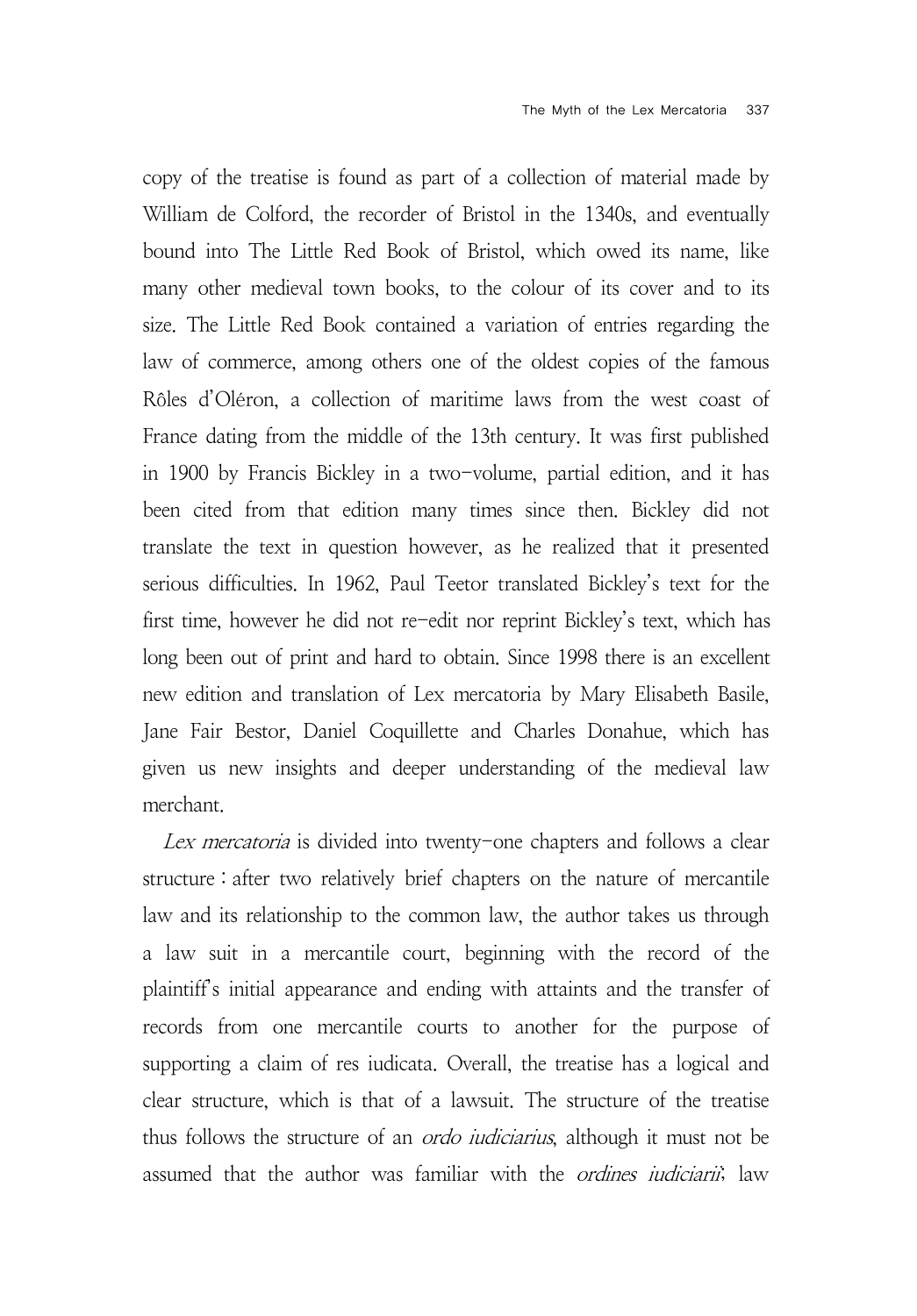copy of the treatise is found as part of a collection of material made by William de Colford, the recorder of Bristol in the 1340s, and eventually bound into The Little Red Book of Bristol, which owed its name, like many other medieval town books, to the colour of its cover and to its size. The Little Red Book contained a variation of entries regarding the law of commerce, among others one of the oldest copies of the famous Rôles d'Oléron, a collection of maritime laws from the west coast of France dating from the middle of the 13th century. It was first published in 1900 by Francis Bickley in a two-volume, partial edition, and it has been cited from that edition many times since then. Bickley did not translate the text in question however, as he realized that it presented serious difficulties. In 1962, Paul Teetor translated Bickley's text for the first time, however he did not re-edit nor reprint Bickley's text, which has long been out of print and hard to obtain. Since 1998 there is an excellent new edition and translation of Lex mercatoria by Mary Elisabeth Basile, Jane Fair Bestor, Daniel Coquillette and Charles Donahue, which has given us new insights and deeper understanding of the medieval law merchant.

*Lex mercatoria* is divided into twenty-one chapters and follows a clear structure : after two relatively brief chapters on the nature of mercantile law and its relationship to the common law, the author takes us through a law suit in a mercantile court, beginning with the record of the plaintiff's initial appearance and ending with attaints and the transfer of records from one mercantile courts to another for the purpose of supporting a claim of res iudicata. Overall, the treatise has a logical and clear structure, which is that of a lawsuit. The structure of the treatise thus follows the structure of an *ordo iudiciarius*, although it must not be assumed that the author was familiar with the *ordines iudiciarii*; law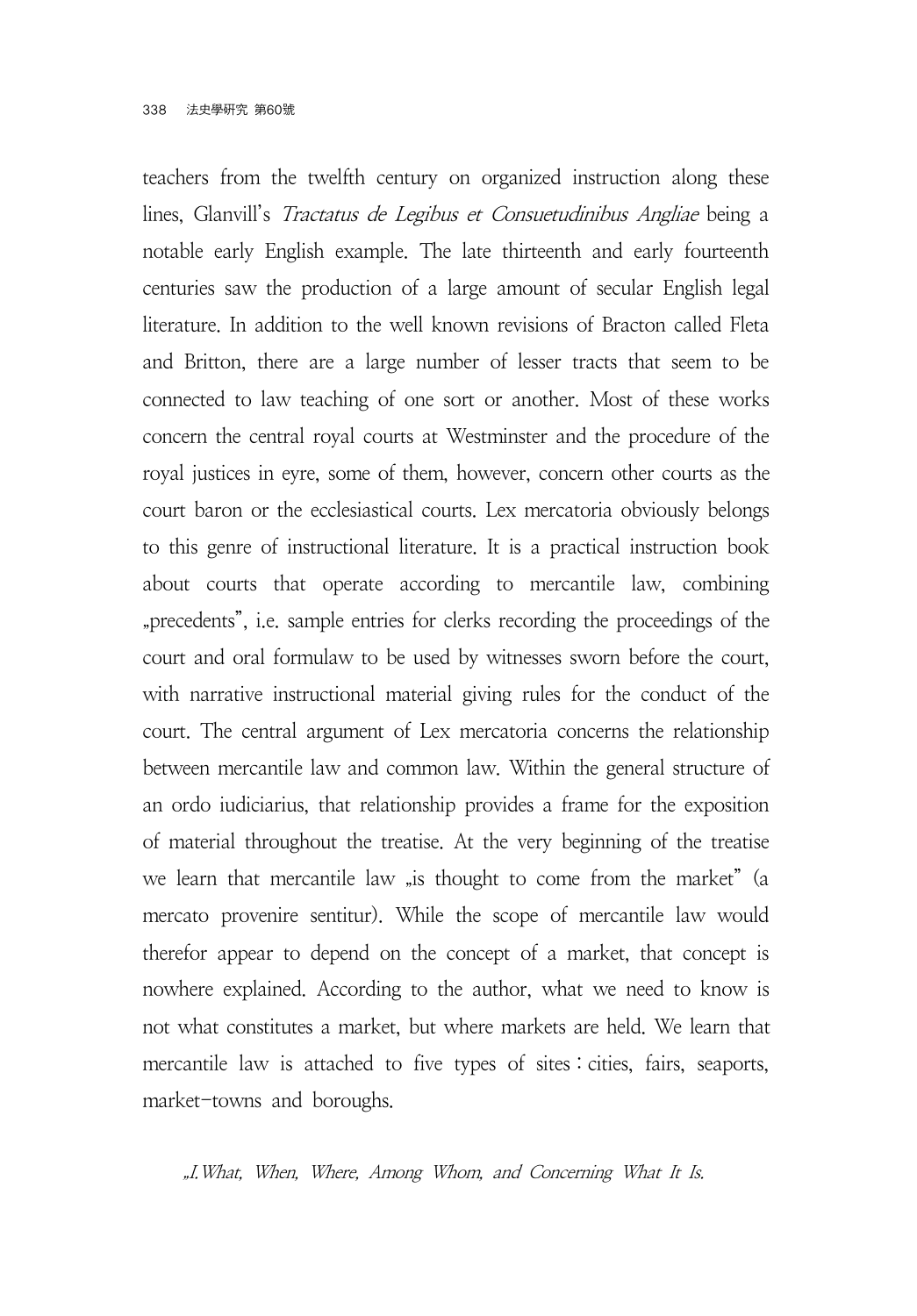teachers from the twelfth century on organized instruction along these lines, Glanvill's *Tractatus de Legibus et Consuetudinibus Angliae* being a notable early English example. The late thirteenth and early fourteenth centuries saw the production of a large amount of secular English legal literature. In addition to the well known revisions of Bracton called Fleta and Britton, there are a large number of lesser tracts that seem to be connected to law teaching of one sort or another. Most of these works concern the central royal courts at Westminster and the procedure of the royal justices in eyre, some of them, however, concern other courts as the court baron or the ecclesiastical courts. Lex mercatoria obviously belongs to this genre of instructional literature. It is a practical instruction book about courts that operate according to mercantile law, combining „precedents", i.e. sample entries for clerks recording the proceedings of the court and oral formulaw to be used by witnesses sworn before the court, with narrative instructional material giving rules for the conduct of the court. The central argument of Lex mercatoria concerns the relationship between mercantile law and common law. Within the general structure of an ordo iudiciarius, that relationship provides a frame for the exposition of material throughout the treatise. At the very beginning of the treatise we learn that mercantile law „is thought to come from the market" (a mercato provenire sentitur). While the scope of mercantile law would therefor appear to depend on the concept of a market, that concept is nowhere explained. According to the author, what we need to know is not what constitutes a market, but where markets are held. We learn that mercantile law is attached to five types of sites : cities, fairs, seaports, market-towns and boroughs.

*„I.What, When, Where, Among Whom, and Concerning What It Is.*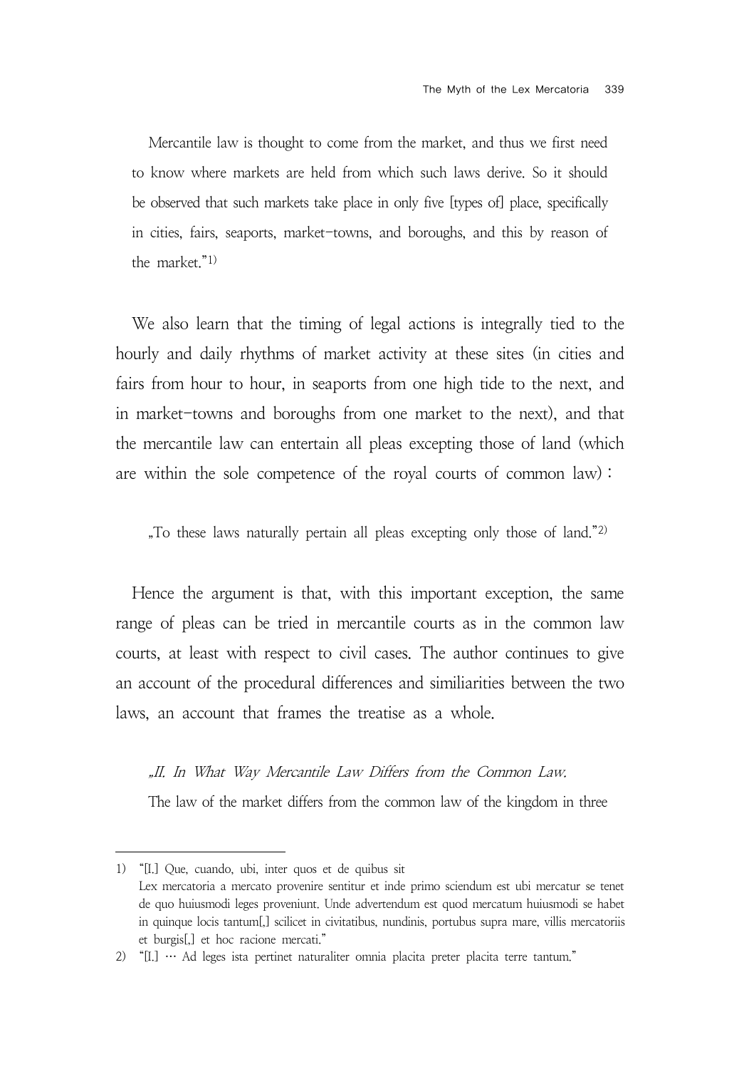Mercantile law is thought to come from the market, and thus we first need to know where markets are held from which such laws derive. So it should be observed that such markets take place in only five [types of] place, specifically in cities, fairs, seaports, market-towns, and boroughs, and this by reason of the market."[1)]

We also learn that the timing of legal actions is integrally tied to the hourly and daily rhythms of market activity at these sites (in cities and fairs from hour to hour, in seaports from one high tide to the next, and in market-towns and boroughs from one market to the next), and that the mercantile law can entertain all pleas excepting those of land (which are within the sole competence of the royal courts of common law) :

„To these laws naturally pertain all pleas excepting only those of land."[2)]

Hence the argument is that, with this important exception, the same range of pleas can be tried in mercantile courts as in the common law courts, at least with respect to civil cases. The author continues to give an account of the procedural differences and similiarities between the two laws, an account that frames the treatise as a whole.

„*II. In What Way Mercantile Law Differs from the Common Law.*

The law of the market differs from the common law of the kingdom in three

---

1) "[I.] Que, cuando, ubi, inter quos et de quibus sit
Lex mercatoria a mercato provenire sentitur et inde primo sciendum est ubi mercatur se tenet de quo huiusmodi leges proveniunt. Unde advertendum est quod mercatum huiusmodi se habet in quinque locis tantum[,] scilicet in civitatibus, nundinis, portubus supra mare, villis mercatoriis et burgis[,] et hoc racione mercati."

2) "[I.] … Ad leges ista pertinet naturaliter omnia placita preter placita terre tantum."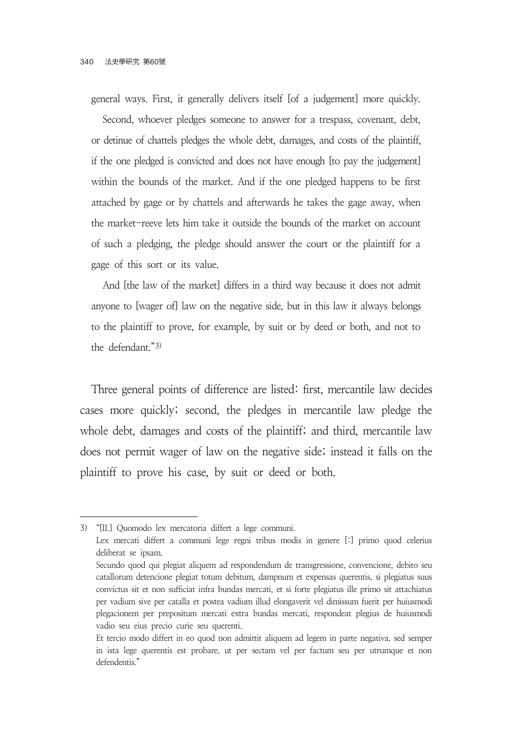general ways. First, it generally delivers itself [of a judgement] more quickly.

Second, whoever pledges someone to answer for a trespass, covenant, debt, or detinue of chattels pledges the whole debt, damages, and costs of the plaintiff, if the one pledged is convicted and does not have enough [to pay the judgement] within the bounds of the market. And if the one pledged happens to be first attached by gage or by chattels and afterwards he takes the gage away, when the market-reeve lets him take it outside the bounds of the market on account of such a pledging, the pledge should answer the court or the plaintiff for a gage of this sort or its value.

And [the law of the market] differs in a third way because it does not admit anyone to [wager of] law on the negative side, but in this law it always belongs to the plaintiff to prove, for example, by suit or by deed or both, and not to the defendant."[3]

Three general points of difference are listed: first, mercantile law decides cases more quickly; second, the pledges in mercantile law pledge the whole debt, damages and costs of the plaintiff; and third, mercantile law does not permit wager of law on the negative side; instead it falls on the plaintiff to prove his case, by suit or deed or both.

---

3) "[II.] Quomodo lex mercatoria differt a lege communi.

Lex mercati differt a communi lege regni tribus modis in genere [:] primo quod celerius deliberat se ipsam.

Secundo quod qui plegiat aliquem ad respondendum de transgressione, convencione, debito seu catallorum detencione plegiat totum debitum, dampnum et expensas querentis, si plegiatus suus convictus sit et non sufficiat infra bundas mercati, et si forte plegiatus ille primo sit attachiatus per vadium sive per catalla et postea vadium illud elongaverit vel dimissum fuerit per huiusmodi plegacionem per prepositum mercati extra bundas mercati, respondeat plegius de huiusmodi vadio seu eius precio curie seu querenti.

Et tercio modo differt in eo quod non admittit aliquem ad legem in parte negativa, sed semper in ista lege querentis est probare, ut per sectam vel per factum seu per utrumque et non defendentis."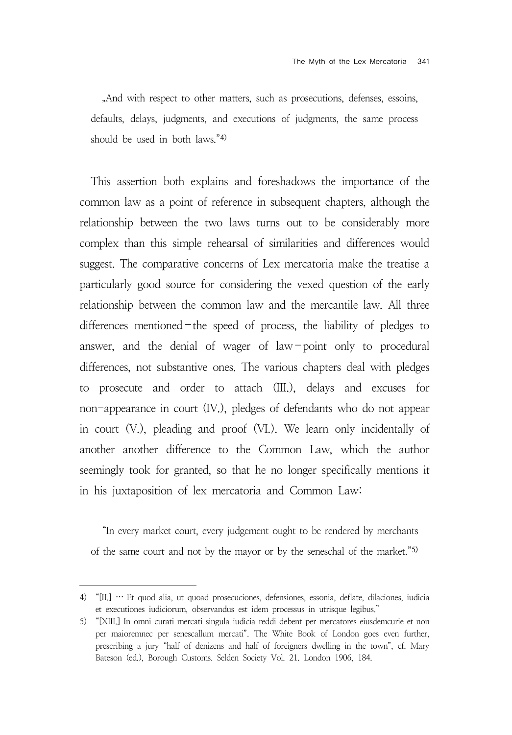„And with respect to other matters, such as prosecutions, defenses, essoins, defaults, delays, judgments, and executions of judgments, the same process should be used in both laws."[4)]

This assertion both explains and foreshadows the importance of the common law as a point of reference in subsequent chapters, although the relationship between the two laws turns out to be considerably more complex than this simple rehearsal of similarities and differences would suggest. The comparative concerns of Lex mercatoria make the treatise a particularly good source for considering the vexed question of the early relationship between the common law and the mercantile law. All three differences mentioned – the speed of process, the liability of pledges to answer, and the denial of wager of law – point only to procedural differences, not substantive ones. The various chapters deal with pledges to prosecute and order to attach (III.), delays and excuses for non-appearance in court (IV.), pledges of defendants who do not appear in court (V.), pleading and proof (VI.). We learn only incidentally of another another difference to the Common Law, which the author seemingly took for granted, so that he no longer specifically mentions it in his juxtaposition of lex mercatoria and Common Law:

"In every market court, every judgement ought to be rendered by merchants of the same court and not by the mayor or by the seneschal of the market."[5)]

---

4) "[II.] … Et quod alia, ut quoad prosecuciones, defensiones, essonia, deflate, dilaciones, iudicia et executiones iudiciorum, observandus est idem processus in utrisque legibus."

5) "[XIII.] In omni curati mercati singula iudicia reddi debent per mercatores eiusdemcurie et non per maioremnec per senescallum mercati". The White Book of London goes even further, prescribing a jury "half of denizens and half of foreigners dwelling in the town", cf. Mary Bateson (ed.), Borough Customs. Selden Society Vol. 21. London 1906, 184.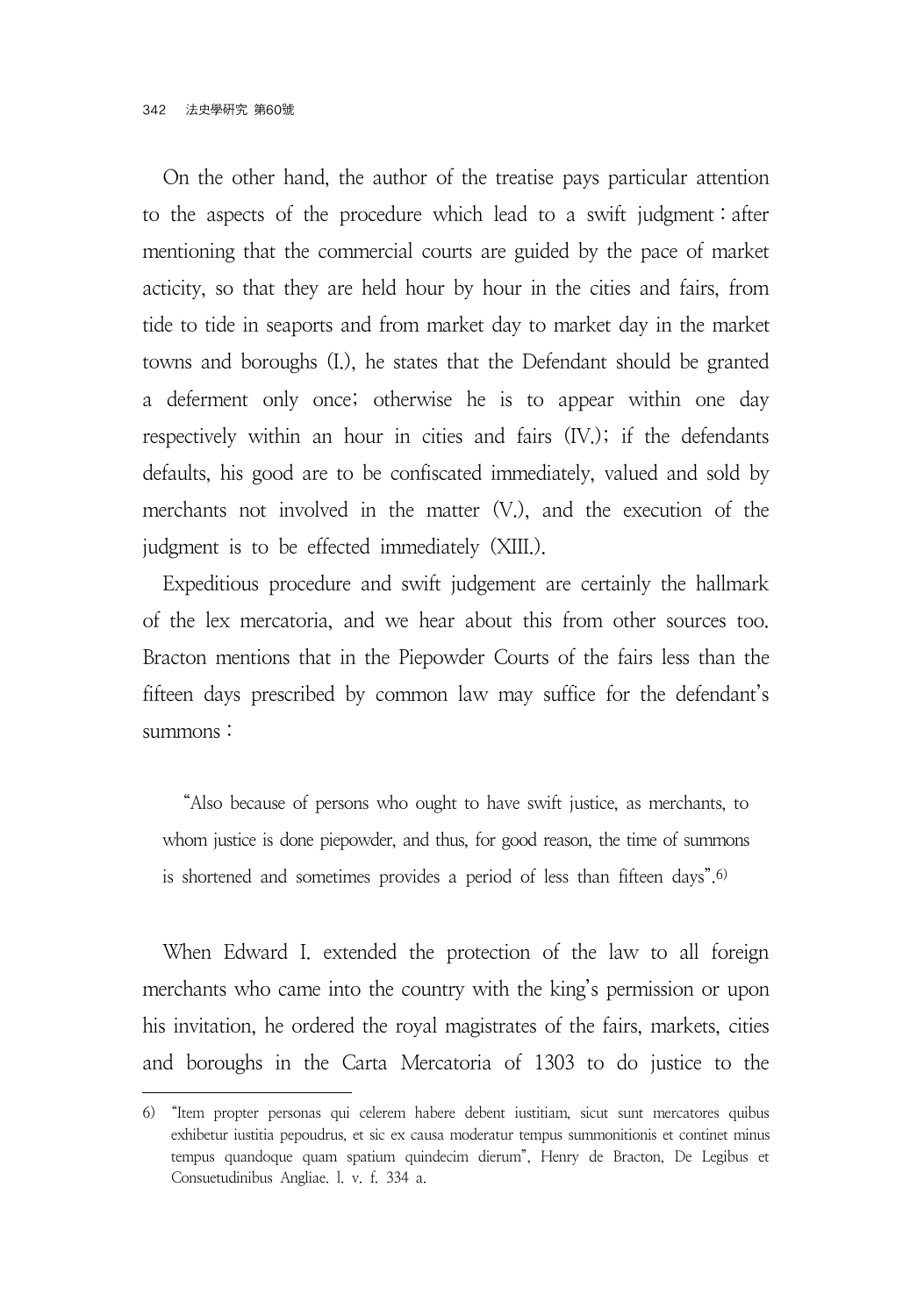On the other hand, the author of the treatise pays particular attention to the aspects of the procedure which lead to a swift judgment : after mentioning that the commercial courts are guided by the pace of market acticity, so that they are held hour by hour in the cities and fairs, from tide to tide in seaports and from market day to market day in the market towns and boroughs (I.), he states that the Defendant should be granted a deferment only once; otherwise he is to appear within one day respectively within an hour in cities and fairs (IV.); if the defendants defaults, his good are to be confiscated immediately, valued and sold by merchants not involved in the matter (V.), and the execution of the judgment is to be effected immediately (XIII.).

Expeditious procedure and swift judgement are certainly the hallmark of the lex mercatoria, and we hear about this from other sources too. Bracton mentions that in the Piepowder Courts of the fairs less than the fifteen days prescribed by common law may suffice for the defendant's summons :

> "Also because of persons who ought to have swift justice, as merchants, to whom justice is done piepowder, and thus, for good reason, the time of summons is shortened and sometimes provides a period of less than fifteen days".[6]

When Edward I. extended the protection of the law to all foreign merchants who came into the country with the king's permission or upon his invitation, he ordered the royal magistrates of the fairs, markets, cities and boroughs in the Carta Mercatoria of 1303 to do justice to the

---

6) "Item propter personas qui celerem habere debent iustitiam, sicut sunt mercatores quibus exhibetur iustitia pepoudrus, et sic ex causa moderatur tempus summonitionis et continet minus tempus quandoque quam spatium quindecim dierum", Henry de Bracton, De Legibus et Consuetudinibus Angliae. l. v. f. 334 a.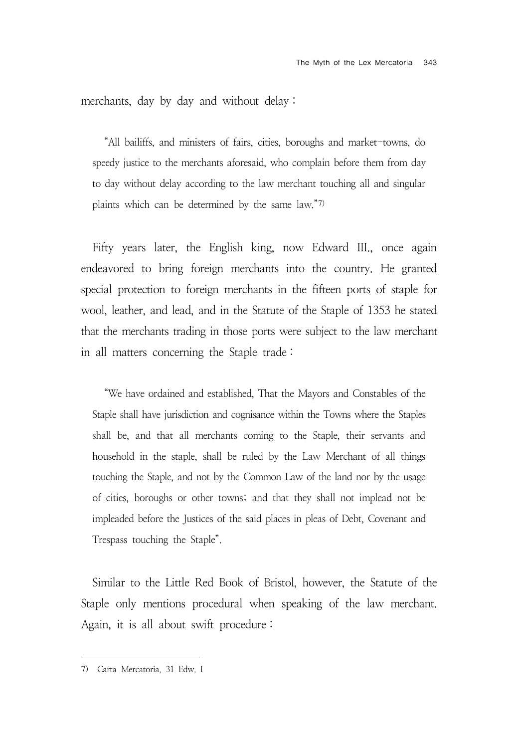merchants, day by day and without delay :

> "All bailiffs, and ministers of fairs, cities, boroughs and market-towns, do speedy justice to the merchants aforesaid, who complain before them from day to day without delay according to the law merchant touching all and singular plaints which can be determined by the same law."[7]

Fifty years later, the English king, now Edward III., once again endeavored to bring foreign merchants into the country. He granted special protection to foreign merchants in the fifteen ports of staple for wool, leather, and lead, and in the Statute of the Staple of 1353 he stated that the merchants trading in those ports were subject to the law merchant in all matters concerning the Staple trade :

> "We have ordained and established, That the Mayors and Constables of the Staple shall have jurisdiction and cognisance within the Towns where the Staples shall be, and that all merchants coming to the Staple, their servants and household in the staple, shall be ruled by the Law Merchant of all things touching the Staple, and not by the Common Law of the land nor by the usage of cities, boroughs or other towns; and that they shall not implead not be impleaded before the Justices of the said places in pleas of Debt, Covenant and Trespass touching the Staple".

Similar to the Little Red Book of Bristol, however, the Statute of the Staple only mentions procedural when speaking of the law merchant. Again, it is all about swift procedure :

---

7) Carta Mercatoria, 31 Edw. I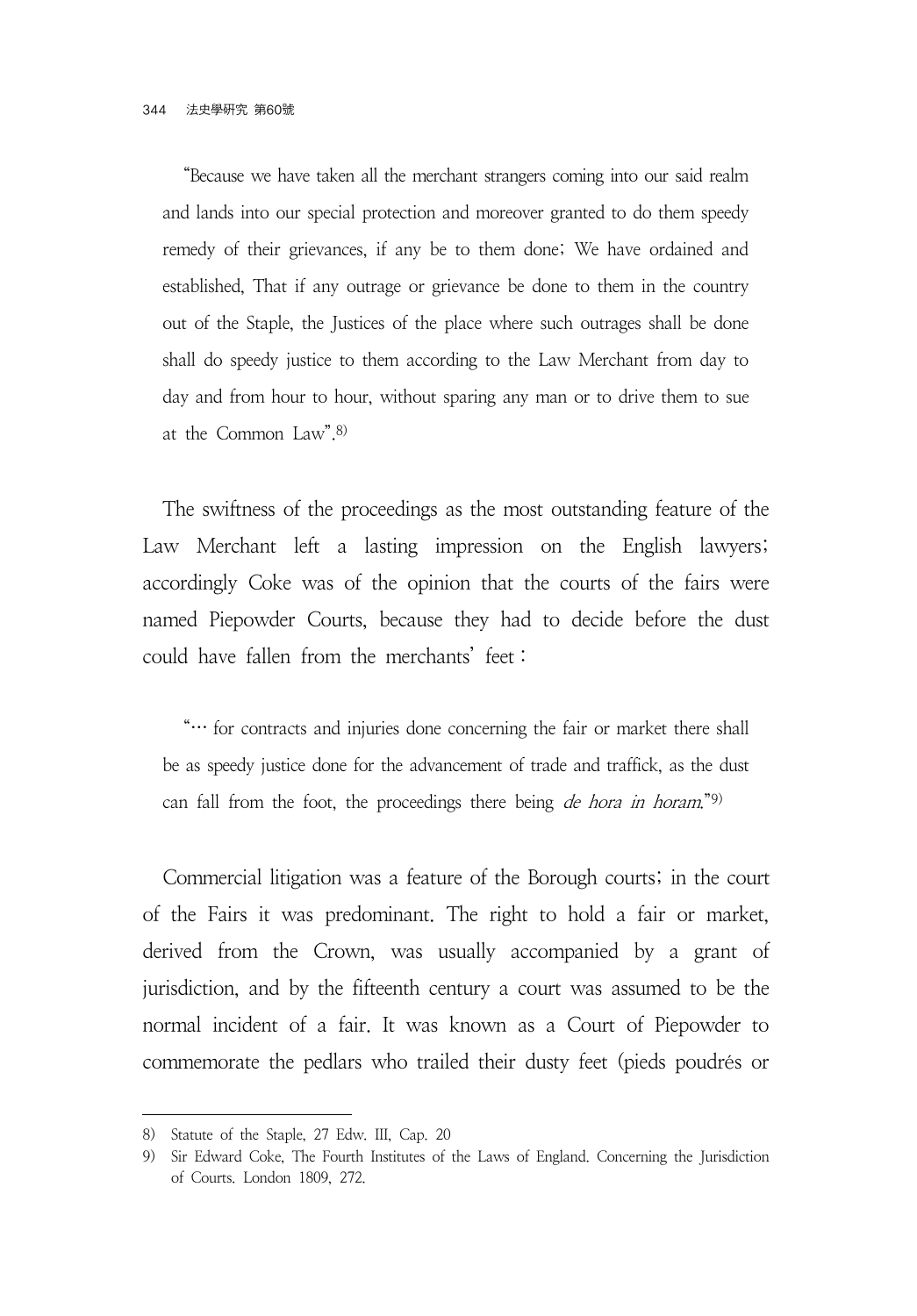> "Because we have taken all the merchant strangers coming into our said realm and lands into our special protection and moreover granted to do them speedy remedy of their grievances, if any be to them done; We have ordained and established, That if any outrage or grievance be done to them in the country out of the Staple, the Justices of the place where such outrages shall be done shall do speedy justice to them according to the Law Merchant from day to day and from hour to hour, without sparing any man or to drive them to sue at the Common Law".[8]

The swiftness of the proceedings as the most outstanding feature of the Law Merchant left a lasting impression on the English lawyers; accordingly Coke was of the opinion that the courts of the fairs were named Piepowder Courts, because they had to decide before the dust could have fallen from the merchants' feet :

> "… for contracts and injuries done concerning the fair or market there shall be as speedy justice done for the advancement of trade and traffick, as the dust can fall from the foot, the proceedings there being *de hora in horam*."[9]

Commercial litigation was a feature of the Borough courts; in the court of the Fairs it was predominant. The right to hold a fair or market, derived from the Crown, was usually accompanied by a grant of jurisdiction, and by the fifteenth century a court was assumed to be the normal incident of a fair. It was known as a Court of Piepowder to commemorate the pedlars who trailed their dusty feet (pieds poudrés or

---

8) Statute of the Staple, 27 Edw. III, Cap. 20

9) Sir Edward Coke, The Fourth Institutes of the Laws of England. Concerning the Jurisdiction of Courts. London 1809, 272.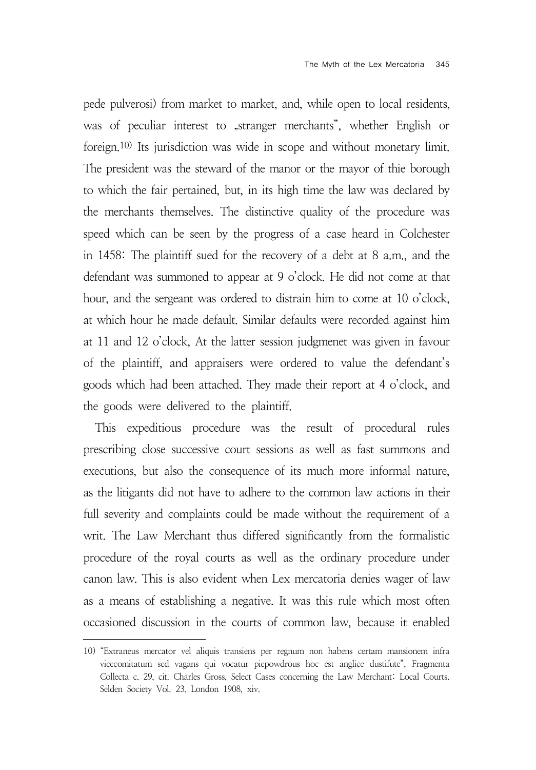pede pulverosi) from market to market, and, while open to local residents, was of peculiar interest to „stranger merchants", whether English or foreign.[10] Its jurisdiction was wide in scope and without monetary limit. The president was the steward of the manor or the mayor of thie borough to which the fair pertained, but, in its high time the law was declared by the merchants themselves. The distinctive quality of the procedure was speed which can be seen by the progress of a case heard in Colchester in 1458: The plaintiff sued for the recovery of a debt at 8 a.m., and the defendant was summoned to appear at 9 o'clock. He did not come at that hour, and the sergeant was ordered to distrain him to come at 10 o'clock, at which hour he made default. Similar defaults were recorded against him at 11 and 12 o'clock, At the latter session judgmenet was given in favour of the plaintiff, and appraisers were ordered to value the defendant's goods which had been attached. They made their report at 4 o'clock, and the goods were delivered to the plaintiff.

This expeditious procedure was the result of procedural rules prescribing close successive court sessions as well as fast summons and executions, but also the consequence of its much more informal nature, as the litigants did not have to adhere to the common law actions in their full severity and complaints could be made without the requirement of a writ. The Law Merchant thus differed significantly from the formalistic procedure of the royal courts as well as the ordinary procedure under canon law. This is also evident when Lex mercatoria denies wager of law as a means of establishing a negative. It was this rule which most often occasioned discussion in the courts of common law, because it enabled

---

10) "Extraneus mercator vel aliquis transiens per regnum non habens certam mansionem infra vicecomitatum sed vagans qui vocatur piepowdrous hoc est anglice dustifute", Fragmenta Collecta c. 29, cit. Charles Gross, Select Cases concerning the Law Merchant: Local Courts. Selden Society Vol. 23. London 1908, xiv.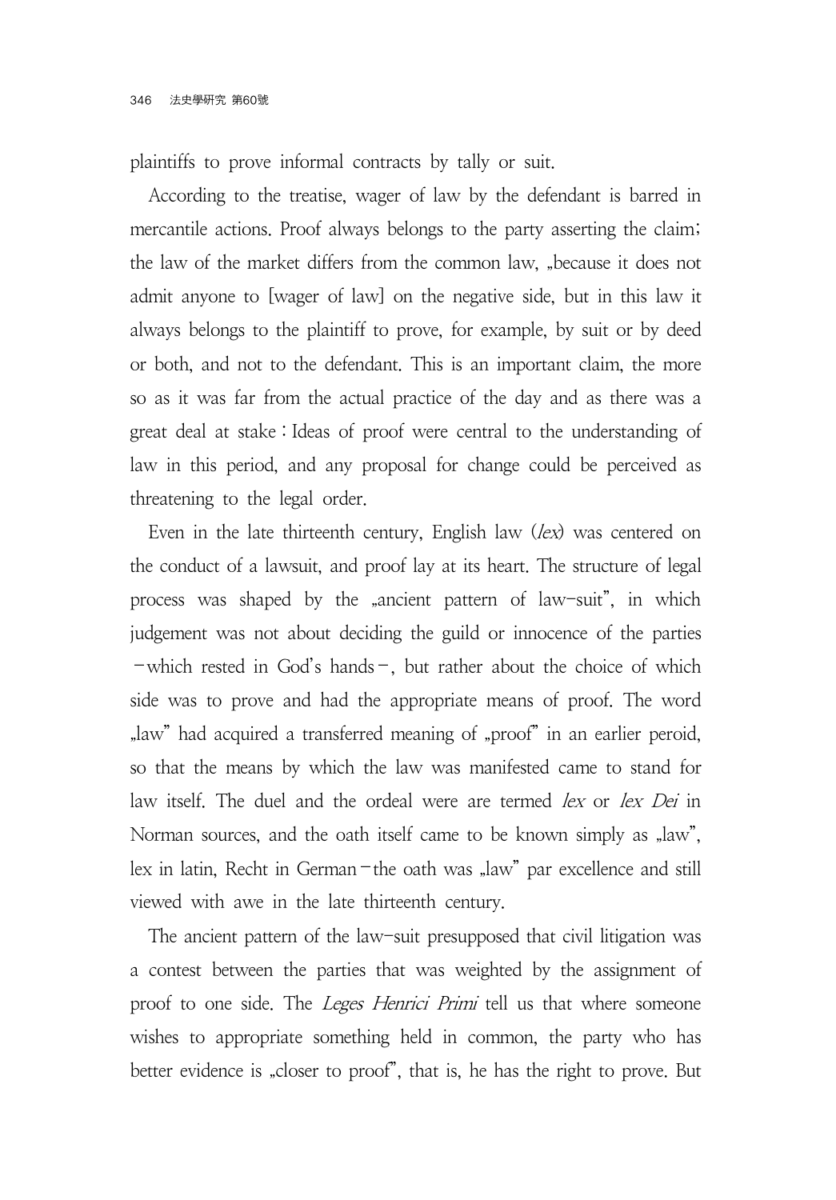plaintiffs to prove informal contracts by tally or suit.

According to the treatise, wager of law by the defendant is barred in mercantile actions. Proof always belongs to the party asserting the claim; the law of the market differs from the common law, „because it does not admit anyone to [wager of law] on the negative side, but in this law it always belongs to the plaintiff to prove, for example, by suit or by deed or both, and not to the defendant. This is an important claim, the more so as it was far from the actual practice of the day and as there was a great deal at stake : Ideas of proof were central to the understanding of law in this period, and any proposal for change could be perceived as threatening to the legal order.

Even in the late thirteenth century, English law (*lex*) was centered on the conduct of a lawsuit, and proof lay at its heart. The structure of legal process was shaped by the „ancient pattern of law-suit", in which judgement was not about deciding the guild or innocence of the parties −which rested in God's hands−, but rather about the choice of which side was to prove and had the appropriate means of proof. The word „law" had acquired a transferred meaning of „proof" in an earlier peroid, so that the means by which the law was manifested came to stand for law itself. The duel and the ordeal were are termed *lex* or *lex Dei* in Norman sources, and the oath itself came to be known simply as „law", lex in latin, Recht in German−the oath was „law" par excellence and still viewed with awe in the late thirteenth century.

The ancient pattern of the law-suit presupposed that civil litigation was a contest between the parties that was weighted by the assignment of proof to one side. The *Leges Henrici Primi* tell us that where someone wishes to appropriate something held in common, the party who has better evidence is „closer to proof", that is, he has the right to prove. But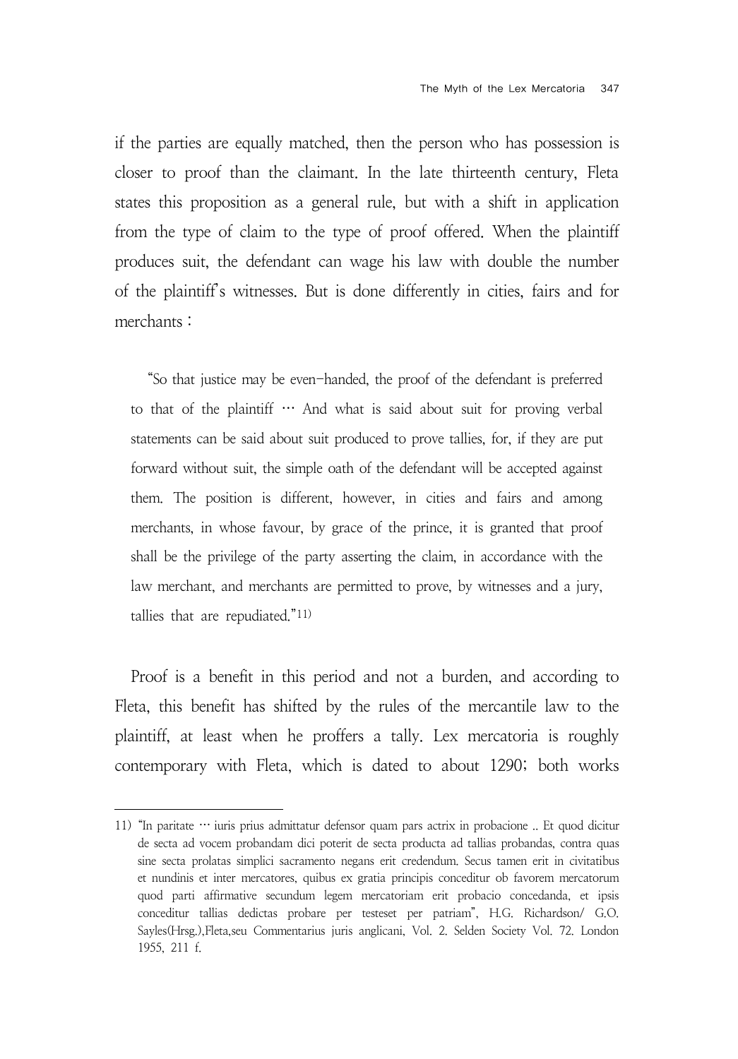if the parties are equally matched, then the person who has possession is closer to proof than the claimant. In the late thirteenth century, Fleta states this proposition as a general rule, but with a shift in application from the type of claim to the type of proof offered. When the plaintiff produces suit, the defendant can wage his law with double the number of the plaintiff's witnesses. But is done differently in cities, fairs and for merchants :

> "So that justice may be even-handed, the proof of the defendant is preferred to that of the plaintiff … And what is said about suit for proving verbal statements can be said about suit produced to prove tallies, for, if they are put forward without suit, the simple oath of the defendant will be accepted against them. The position is different, however, in cities and fairs and among merchants, in whose favour, by grace of the prince, it is granted that proof shall be the privilege of the party asserting the claim, in accordance with the law merchant, and merchants are permitted to prove, by witnesses and a jury, tallies that are repudiated."[11]

Proof is a benefit in this period and not a burden, and according to Fleta, this benefit has shifted by the rules of the mercantile law to the plaintiff, at least when he proffers a tally. Lex mercatoria is roughly contemporary with Fleta, which is dated to about 1290; both works

---

11) "In paritate … iuris prius admittatur defensor quam pars actrix in probacione .. Et quod dicitur de secta ad vocem probandam dici poterit de secta producta ad tallias probandas, contra quas sine secta prolatas simplici sacramento negans erit credendum. Secus tamen erit in civitatibus et nundinis et inter mercatores, quibus ex gratia principis conceditur ob favorem mercatorum quod parti affirmative secundum legem mercatoriam erit probacio concedanda, et ipsis conceditur tallias dedictas probare per testeset per patriam", H.G. Richardson/ G.O. Sayles(Hrsg.),Fleta,seu Commentarius juris anglicani, Vol. 2. Selden Society Vol. 72. London 1955, 211 f.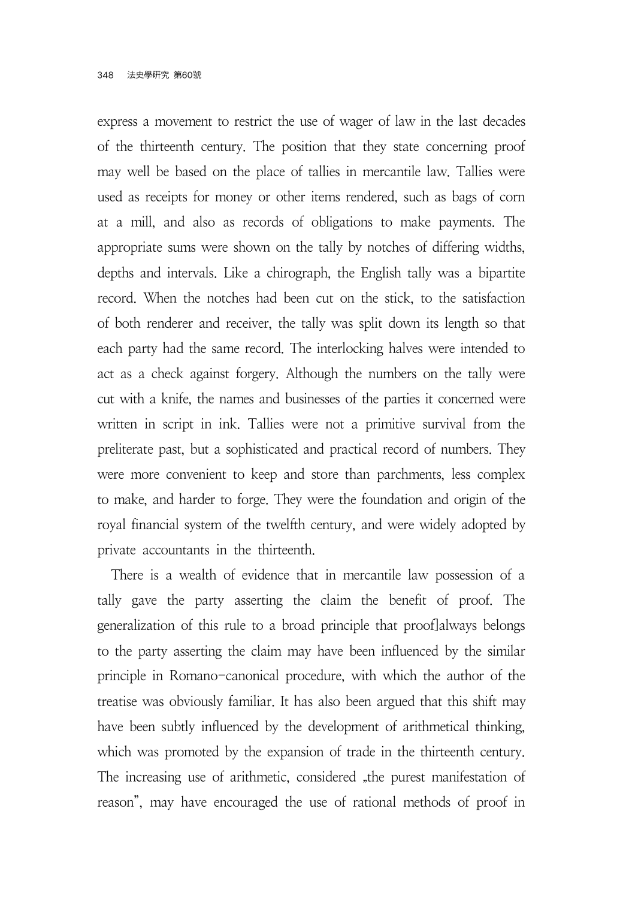express a movement to restrict the use of wager of law in the last decades of the thirteenth century. The position that they state concerning proof may well be based on the place of tallies in mercantile law. Tallies were used as receipts for money or other items rendered, such as bags of corn at a mill, and also as records of obligations to make payments. The appropriate sums were shown on the tally by notches of differing widths, depths and intervals. Like a chirograph, the English tally was a bipartite record. When the notches had been cut on the stick, to the satisfaction of both renderer and receiver, the tally was split down its length so that each party had the same record. The interlocking halves were intended to act as a check against forgery. Although the numbers on the tally were cut with a knife, the names and businesses of the parties it concerned were written in script in ink. Tallies were not a primitive survival from the preliterate past, but a sophisticated and practical record of numbers. They were more convenient to keep and store than parchments, less complex to make, and harder to forge. They were the foundation and origin of the royal financial system of the twelfth century, and were widely adopted by private accountants in the thirteenth.

There is a wealth of evidence that in mercantile law possession of a tally gave the party asserting the claim the benefit of proof. The generalization of this rule to a broad principle that proof]always belongs to the party asserting the claim may have been influenced by the similar principle in Romano-canonical procedure, with which the author of the treatise was obviously familiar. It has also been argued that this shift may have been subtly influenced by the development of arithmetical thinking, which was promoted by the expansion of trade in the thirteenth century. The increasing use of arithmetic, considered „the purest manifestation of reason", may have encouraged the use of rational methods of proof in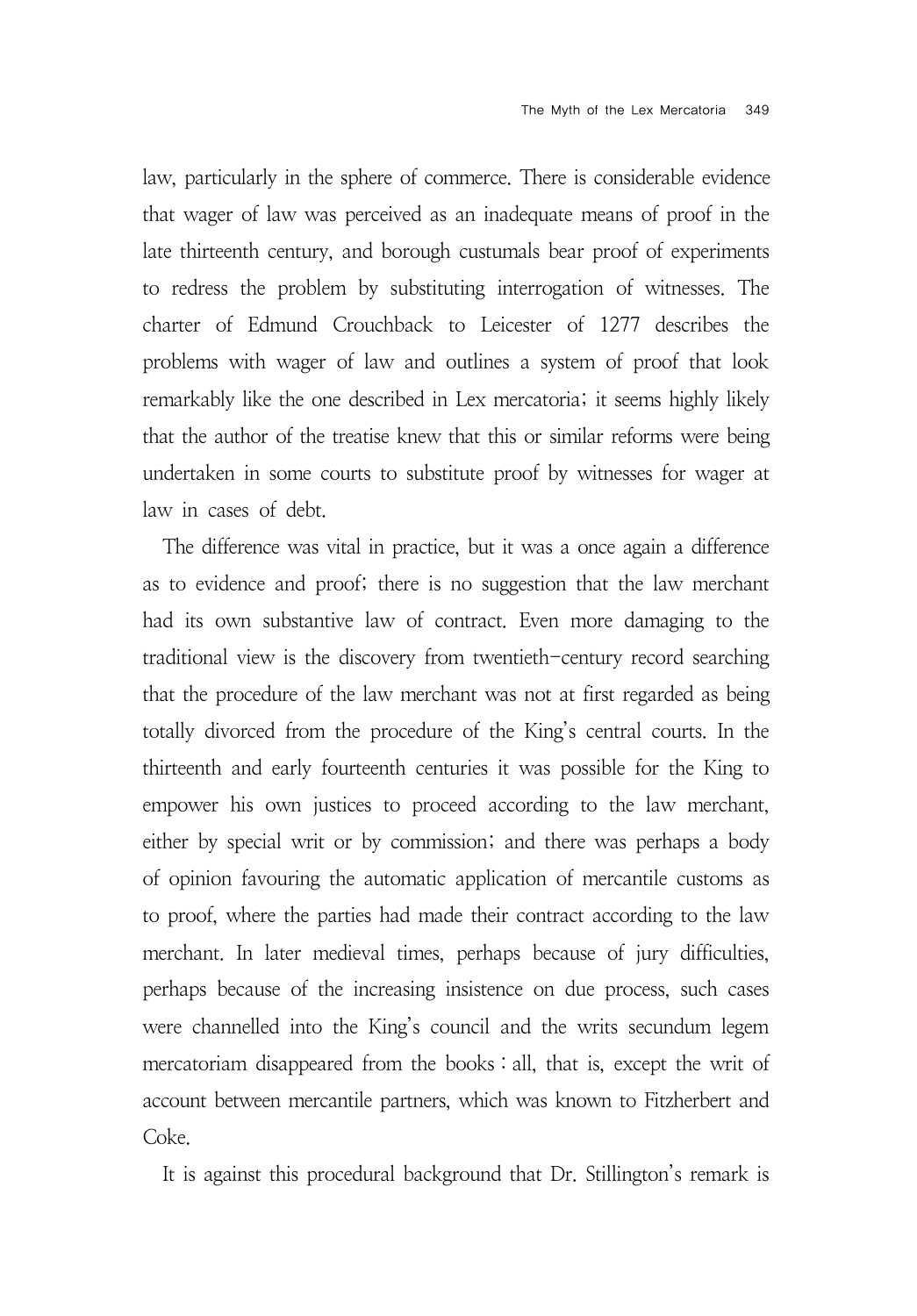law, particularly in the sphere of commerce. There is considerable evidence that wager of law was perceived as an inadequate means of proof in the late thirteenth century, and borough custumals bear proof of experiments to redress the problem by substituting interrogation of witnesses. The charter of Edmund Crouchback to Leicester of 1277 describes the problems with wager of law and outlines a system of proof that look remarkably like the one described in Lex mercatoria; it seems highly likely that the author of the treatise knew that this or similar reforms were being undertaken in some courts to substitute proof by witnesses for wager at law in cases of debt.

The difference was vital in practice, but it was a once again a difference as to evidence and proof; there is no suggestion that the law merchant had its own substantive law of contract. Even more damaging to the traditional view is the discovery from twentieth-century record searching that the procedure of the law merchant was not at first regarded as being totally divorced from the procedure of the King's central courts. In the thirteenth and early fourteenth centuries it was possible for the King to empower his own justices to proceed according to the law merchant, either by special writ or by commission; and there was perhaps a body of opinion favouring the automatic application of mercantile customs as to proof, where the parties had made their contract according to the law merchant. In later medieval times, perhaps because of jury difficulties, perhaps because of the increasing insistence on due process, such cases were channelled into the King's council and the writs secundum legem mercatoriam disappeared from the books : all, that is, except the writ of account between mercantile partners, which was known to Fitzherbert and Coke.

It is against this procedural background that Dr. Stillington's remark is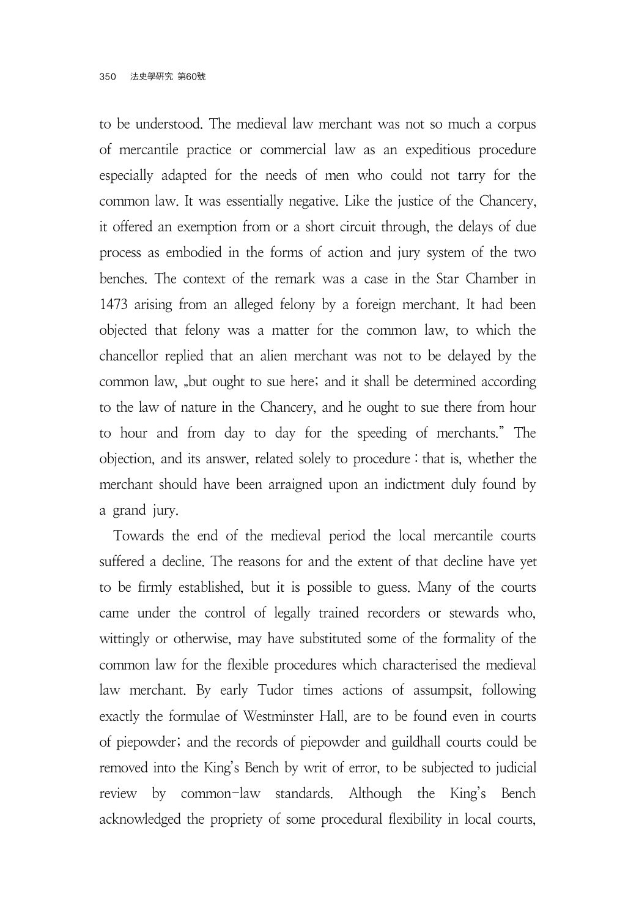to be understood. The medieval law merchant was not so much a corpus of mercantile practice or commercial law as an expeditious procedure especially adapted for the needs of men who could not tarry for the common law. It was essentially negative. Like the justice of the Chancery, it offered an exemption from or a short circuit through, the delays of due process as embodied in the forms of action and jury system of the two benches. The context of the remark was a case in the Star Chamber in 1473 arising from an alleged felony by a foreign merchant. It had been objected that felony was a matter for the common law, to which the chancellor replied that an alien merchant was not to be delayed by the common law, „but ought to sue here; and it shall be determined according to the law of nature in the Chancery, and he ought to sue there from hour to hour and from day to day for the speeding of merchants." The objection, and its answer, related solely to procedure : that is, whether the merchant should have been arraigned upon an indictment duly found by a grand jury.

Towards the end of the medieval period the local mercantile courts suffered a decline. The reasons for and the extent of that decline have yet to be firmly established, but it is possible to guess. Many of the courts came under the control of legally trained recorders or stewards who, wittingly or otherwise, may have substituted some of the formality of the common law for the flexible procedures which characterised the medieval law merchant. By early Tudor times actions of assumpsit, following exactly the formulae of Westminster Hall, are to be found even in courts of piepowder; and the records of piepowder and guildhall courts could be removed into the King's Bench by writ of error, to be subjected to judicial review by common-law standards. Although the King's Bench acknowledged the propriety of some procedural flexibility in local courts,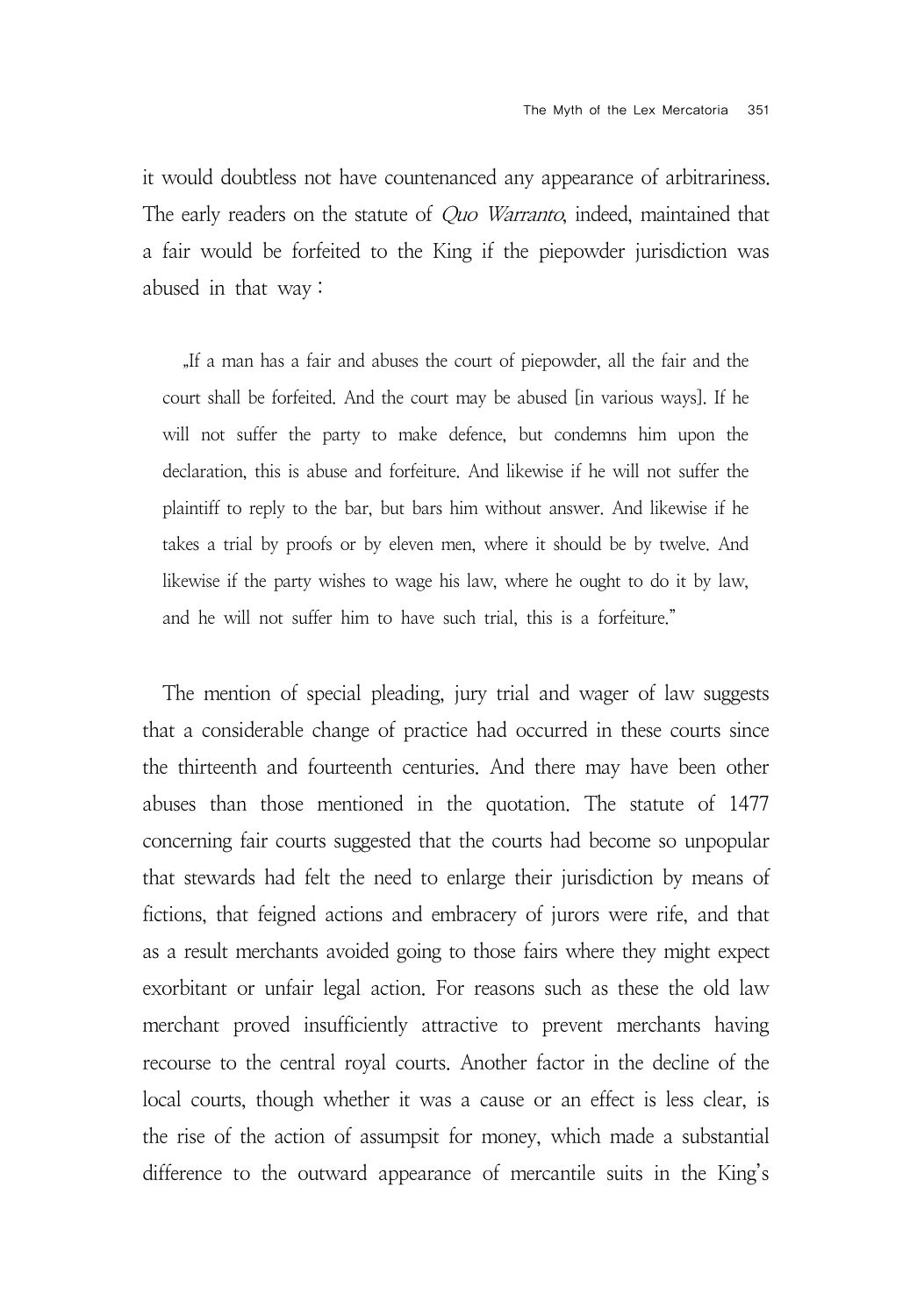it would doubtless not have countenanced any appearance of arbitrariness. The early readers on the statute of *Quo Warranto*, indeed, maintained that a fair would be forfeited to the King if the piepowder jurisdiction was abused in that way :

> „If a man has a fair and abuses the court of piepowder, all the fair and the court shall be forfeited. And the court may be abused [in various ways]. If he will not suffer the party to make defence, but condemns him upon the declaration, this is abuse and forfeiture. And likewise if he will not suffer the plaintiff to reply to the bar, but bars him without answer. And likewise if he takes a trial by proofs or by eleven men, where it should be by twelve. And likewise if the party wishes to wage his law, where he ought to do it by law, and he will not suffer him to have such trial, this is a forfeiture."

The mention of special pleading, jury trial and wager of law suggests that a considerable change of practice had occurred in these courts since the thirteenth and fourteenth centuries. And there may have been other abuses than those mentioned in the quotation. The statute of 1477 concerning fair courts suggested that the courts had become so unpopular that stewards had felt the need to enlarge their jurisdiction by means of fictions, that feigned actions and embracery of jurors were rife, and that as a result merchants avoided going to those fairs where they might expect exorbitant or unfair legal action. For reasons such as these the old law merchant proved insufficiently attractive to prevent merchants having recourse to the central royal courts. Another factor in the decline of the local courts, though whether it was a cause or an effect is less clear, is the rise of the action of assumpsit for money, which made a substantial difference to the outward appearance of mercantile suits in the King's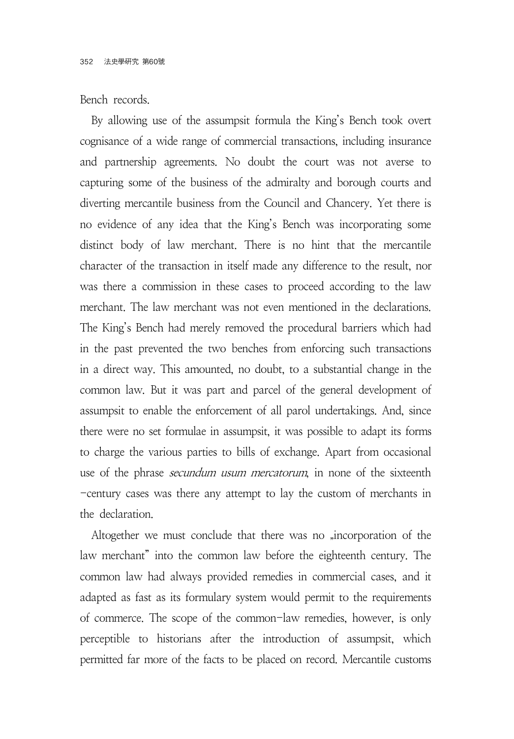Bench records.

By allowing use of the assumpsit formula the King's Bench took overt cognisance of a wide range of commercial transactions, including insurance and partnership agreements. No doubt the court was not averse to capturing some of the business of the admiralty and borough courts and diverting mercantile business from the Council and Chancery. Yet there is no evidence of any idea that the King's Bench was incorporating some distinct body of law merchant. There is no hint that the mercantile character of the transaction in itself made any difference to the result, nor was there a commission in these cases to proceed according to the law merchant. The law merchant was not even mentioned in the declarations. The King's Bench had merely removed the procedural barriers which had in the past prevented the two benches from enforcing such transactions in a direct way. This amounted, no doubt, to a substantial change in the common law. But it was part and parcel of the general development of assumpsit to enable the enforcement of all parol undertakings. And, since there were no set formulae in assumpsit, it was possible to adapt its forms to charge the various parties to bills of exchange. Apart from occasional use of the phrase *secundum usum mercatorum*, in none of the sixteenth-century cases was there any attempt to lay the custom of merchants in the declaration.

Altogether we must conclude that there was no „incorporation of the law merchant" into the common law before the eighteenth century. The common law had always provided remedies in commercial cases, and it adapted as fast as its formulary system would permit to the requirements of commerce. The scope of the common-law remedies, however, is only perceptible to historians after the introduction of assumpsit, which permitted far more of the facts to be placed on record. Mercantile customs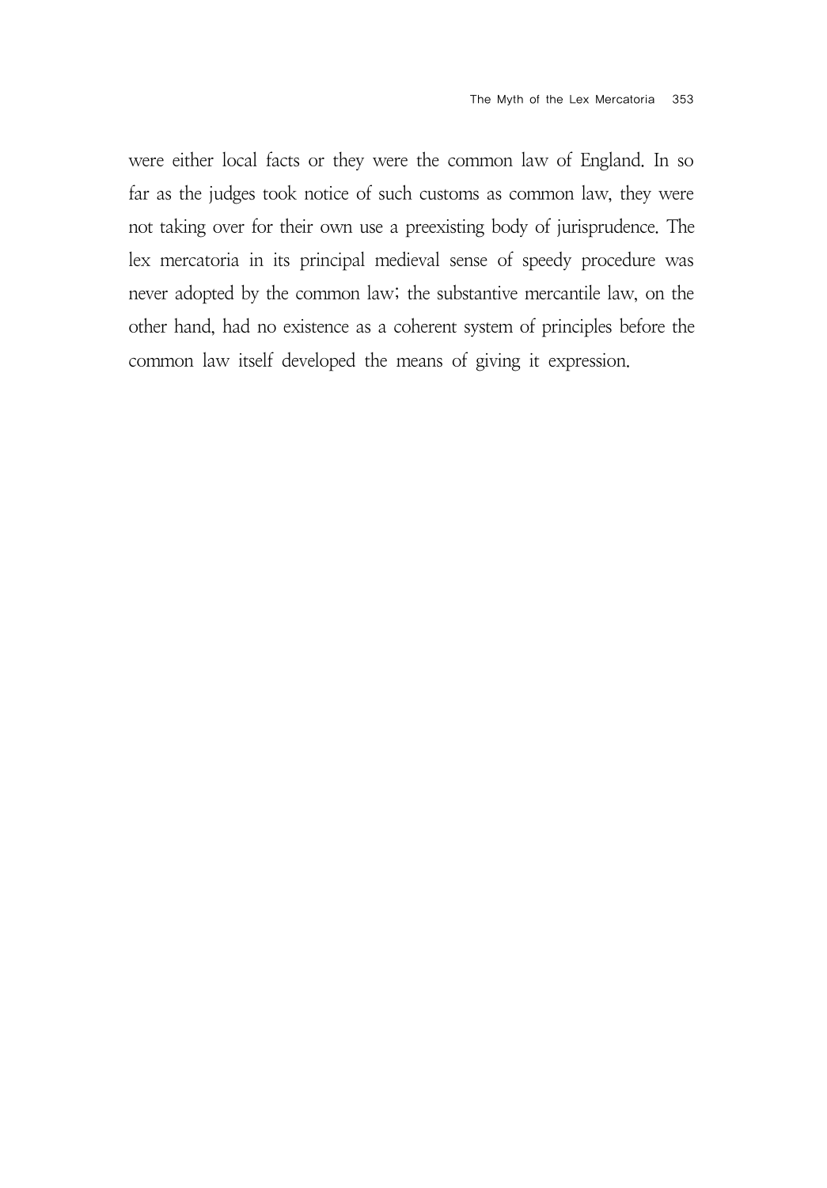were either local facts or they were the common law of England. In so far as the judges took notice of such customs as common law, they were not taking over for their own use a preexisting body of jurisprudence. The lex mercatoria in its principal medieval sense of speedy procedure was never adopted by the common law; the substantive mercantile law, on the other hand, had no existence as a coherent system of principles before the common law itself developed the means of giving it expression.